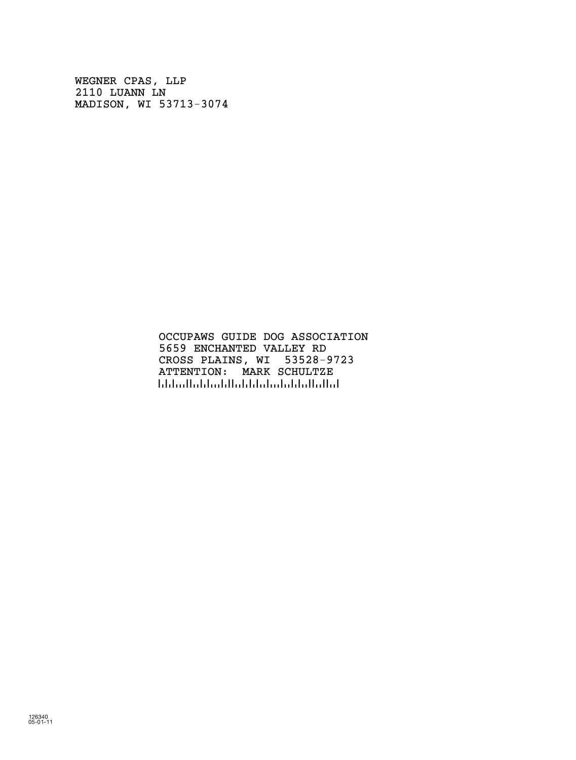WEGNER CPAS, LLP
2110 LUANN LN
MADISON, WI 53713-3074

OCCUPAWS GUIDE DOG ASSOCIATION
5659 ENCHANTED VALLEY RD
CROSS PLAINS, WI 53528-9723
ATTENTION: MARK SCHULTZE

126340
05-01-11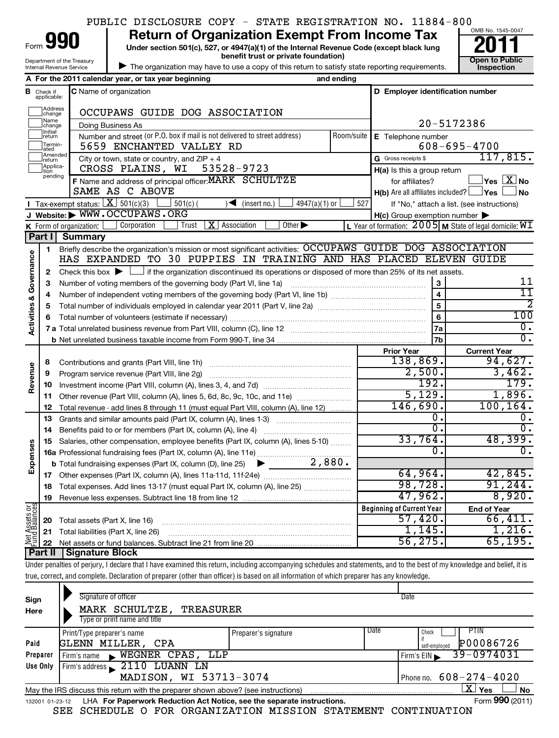PUBLIC DISCLOSURE COPY - STATE REGISTRATION NO. 11884-800

# Form 990 — Return of Organization Exempt From Income Tax (2011)

Under section 501(c), 527, or 4947(a)(1) of the Internal Revenue Code (except black lung benefit trust or private foundation)

▶ The organization may have to use a copy of this return to satisfy state reporting requirements.

Department of the Treasury, Internal Revenue Service — OMB No. 1545-0047 — **Open to Public Inspection**

**A** For the 2011 calendar year, or tax year beginning and ending

**B** Check if applicable: Address change, Name change, Initial return, Terminated, Amended return, Application pending

**C** Name of organization: OCCUPAWS GUIDE DOG ASSOCIATION

Doing Business As

Number and street (or P.O. box if mail is not delivered to street address): 5659 ENCHANTED VALLEY RD — Room/suite

City or town, state or country, and ZIP + 4: CROSS PLAINS, WI 53528-9723

**D** Employer identification number: 20-5172386

**E** Telephone number: 608-695-4700

**G** Gross receipts $ 117,815.

**F** Name and address of principal officer: MARK SCHULTZE, SAME AS C ABOVE

**H(a)** Is this a group return for affiliates? ☐ Yes ☒ No

**H(b)** Are all affiliates included? ☐ Yes ☐ No — If "No," attach a list. (see instructions)

**H(c)** Group exemption number ▶

**I** Tax-exempt status: ☒ 501(c)(3) ☐ 501(c) ( ) ◀ (insert no.) ☐ 4947(a)(1) or ☐ 527

**J** Website: ▶ WWW.OCCUPAWS.ORG

**K** Form of organization: ☐ Corporation ☐ Trust ☒ Association ☐ Other ▶

**L** Year of formation: 2005 **M** State of legal domicile: WI

## Part I Summary

**Activities & Governance**

1. Briefly describe the organization's mission or most significant activities: OCCUPAWS GUIDE DOG ASSOCIATION HAS EXPANDED TO 30 PUPPIES IN TRAINING AND HAS PLACED ELEVEN GUIDE
2. Check this box ▶ ☐ if the organization discontinued its operations or disposed of more than 25% of its net assets.

| Line | Description | | Value |
|---|---|---|---|
| 3 | Number of voting members of the governing body (Part VI, line 1a) | 3 | 11 |
| 4 | Number of independent voting members of the governing body (Part VI, line 1b) | 4 | 11 |
| 5 | Total number of individuals employed in calendar year 2011 (Part V, line 2a) | 5 | 2 |
| 6 | Total number of volunteers (estimate if necessary) | 6 | 100 |
| 7a | Total unrelated business revenue from Part VIII, column (C), line 12 | 7a | 0. |
| 7b | Net unrelated business taxable income from Form 990-T, line 34 | 7b | 0. |

| Line | Description | Prior Year | Current Year |
|---|---|---|---|
| **Revenue** | | | |
| 8 | Contributions and grants (Part VIII, line 1h) | 138,869. | 94,627. |
| 9 | Program service revenue (Part VIII, line 2g) | 2,500. | 3,462. |
| 10 | Investment income (Part VIII, column (A), lines 3, 4, and 7d) | 192. | 179. |
| 11 | Other revenue (Part VIII, column (A), lines 5, 6d, 8c, 9c, 10c, and 11e) | 5,129. | 1,896. |
| 12 | Total revenue - add lines 8 through 11 (must equal Part VIII, column (A), line 12) | 146,690. | 100,164. |
| **Expenses** | | | |
| 13 | Grants and similar amounts paid (Part IX, column (A), lines 1-3) | 0. | 0. |
| 14 | Benefits paid to or for members (Part IX, column (A), line 4) | 0. | 0. |
| 15 | Salaries, other compensation, employee benefits (Part IX, column (A), lines 5-10) | 33,764. | 48,399. |
| 16a | Professional fundraising fees (Part IX, column (A), line 11e) | 0. | 0. |
| b | Total fundraising expenses (Part IX, column (D), line 25) ▶ 2,880. | | |
| 17 | Other expenses (Part IX, column (A), lines 11a-11d, 11f-24e) | 64,964. | 42,845. |
| 18 | Total expenses. Add lines 13-17 (must equal Part IX, column (A), line 25) | 98,728. | 91,244. |
| 19 | Revenue less expenses. Subtract line 18 from line 12 | 47,962. | 8,920. |

| Line | Net Assets or Fund Balances | Beginning of Current Year | End of Year |
|---|---|---|---|
| 20 | Total assets (Part X, line 16) | 57,420. | 66,411. |
| 21 | Total liabilities (Part X, line 26) | 1,145. | 1,216. |
| 22 | Net assets or fund balances. Subtract line 21 from line 20 | 56,275. | 65,195. |

## Part II Signature Block

Under penalties of perjury, I declare that I have examined this return, including accompanying schedules and statements, and to the best of my knowledge and belief, it is true, correct, and complete. Declaration of preparer (other than officer) is based on all information of which preparer has any knowledge.

**Sign Here**

Signature of officer — Date

MARK SCHULTZE, TREASURER

Type or print name and title

**Paid Preparer Use Only**

| Print/Type preparer's name | Preparer's signature | Date | Check if self-employed | PTIN |
|---|---|---|---|---|
| GLENN MILLER, CPA | | | ☐ | P00086726 |

Firm's name ▶ WEGNER CPAS, LLP — Firm's EIN ▶ 39-0974031

Firm's address ▶ 2110 LUANN LN, MADISON, WI 53713-3074 — Phone no. 608-274-4020

May the IRS discuss this return with the preparer shown above? (see instructions) ☒ Yes ☐ No

132001 01-23-12 LHA For Paperwork Reduction Act Notice, see the separate instructions. Form **990** (2011)

SEE SCHEDULE O FOR ORGANIZATION MISSION STATEMENT CONTINUATION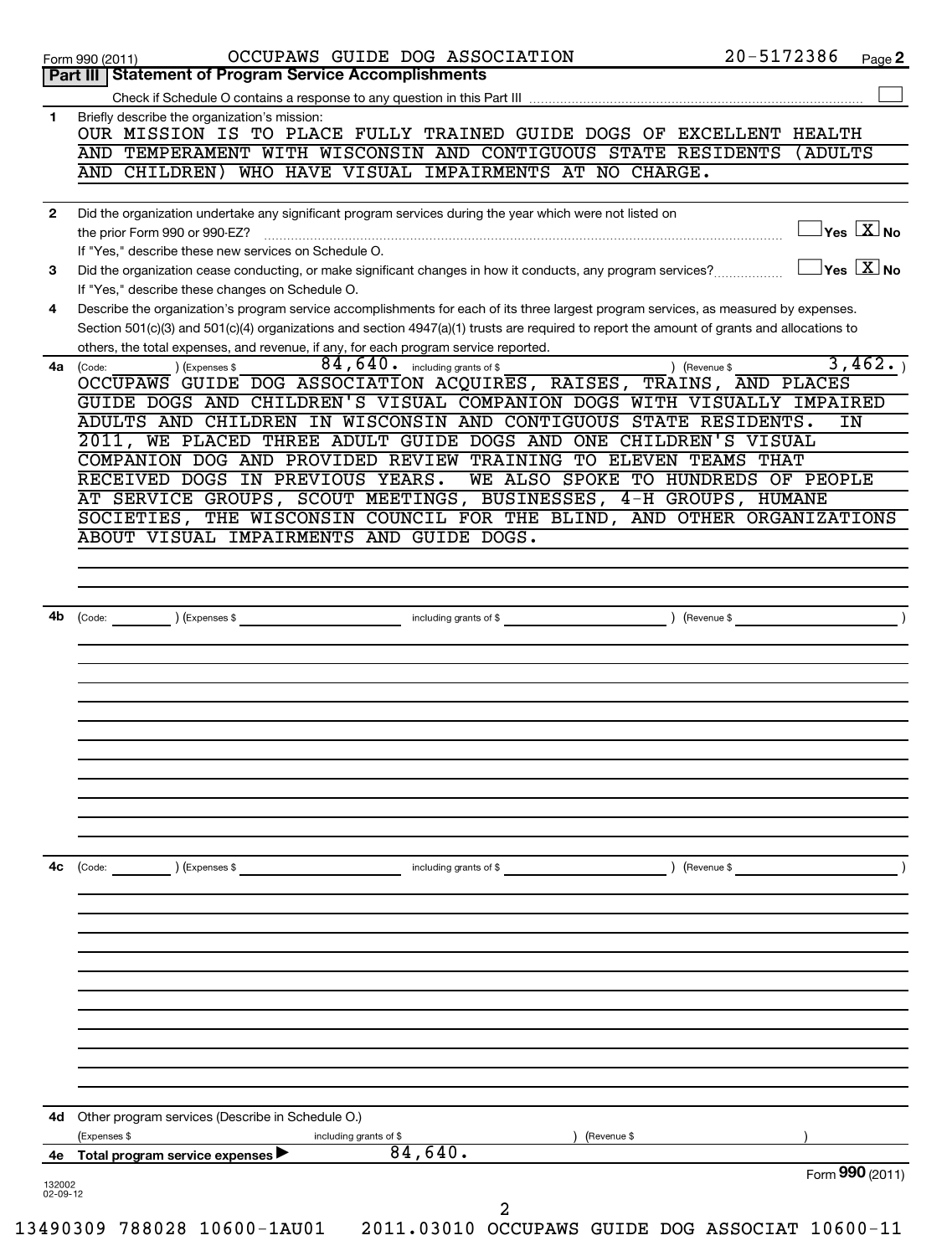Form 990 (2011) OCCUPAWS GUIDE DOG ASSOCIATION 20-5172386 Page 2

## Part III Statement of Program Service Accomplishments

Check if Schedule O contains a response to any question in this Part III ☐

**1** Briefly describe the organization's mission:

OUR MISSION IS TO PLACE FULLY TRAINED GUIDE DOGS OF EXCELLENT HEALTH AND TEMPERAMENT WITH WISCONSIN AND CONTIGUOUS STATE RESIDENTS (ADULTS AND CHILDREN) WHO HAVE VISUAL IMPAIRMENTS AT NO CHARGE.

**2** Did the organization undertake any significant program services during the year which were not listed on the prior Form 990 or 990-EZ? ☐ Yes ☒ No

If "Yes," describe these new services on Schedule O.

**3** Did the organization cease conducting, or make significant changes in how it conducts, any program services? ☐ Yes ☒ No

If "Yes," describe these changes on Schedule O.

**4** Describe the organization's program service accomplishments for each of its three largest program services, as measured by expenses. Section 501(c)(3) and 501(c)(4) organizations and section 4947(a)(1) trusts are required to report the amount of grants and allocations to others, the total expenses, and revenue, if any, for each program service reported.

**4a** (Code: ) (Expenses $ 84,640. including grants of $ ) (Revenue $ 3,462. )

OCCUPAWS GUIDE DOG ASSOCIATION ACQUIRES, RAISES, TRAINS, AND PLACES GUIDE DOGS AND CHILDREN'S VISUAL COMPANION DOGS WITH VISUALLY IMPAIRED ADULTS AND CHILDREN IN WISCONSIN AND CONTIGUOUS STATE RESIDENTS. IN 2011, WE PLACED THREE ADULT GUIDE DOGS AND ONE CHILDREN'S VISUAL COMPANION DOG AND PROVIDED REVIEW TRAINING TO ELEVEN TEAMS THAT RECEIVED DOGS IN PREVIOUS YEARS. WE ALSO SPOKE TO HUNDREDS OF PEOPLE AT SERVICE GROUPS, SCOUT MEETINGS, BUSINESSES, 4-H GROUPS, HUMANE SOCIETIES, THE WISCONSIN COUNCIL FOR THE BLIND, AND OTHER ORGANIZATIONS ABOUT VISUAL IMPAIRMENTS AND GUIDE DOGS.

**4b** (Code: ) (Expenses $ including grants of $ ) (Revenue $ )

**4c** (Code: ) (Expenses $ including grants of $ ) (Revenue $ )

**4d** Other program services (Describe in Schedule O.)

(Expenses $ including grants of $ ) (Revenue $ )

**4e** Total program service expenses ▶ 84,640.

Form **990** (2011)

132002 02-09-12

13490309 788028 10600-1AU01 2011.03010 OCCUPAWS GUIDE DOG ASSOCIAT 10600-11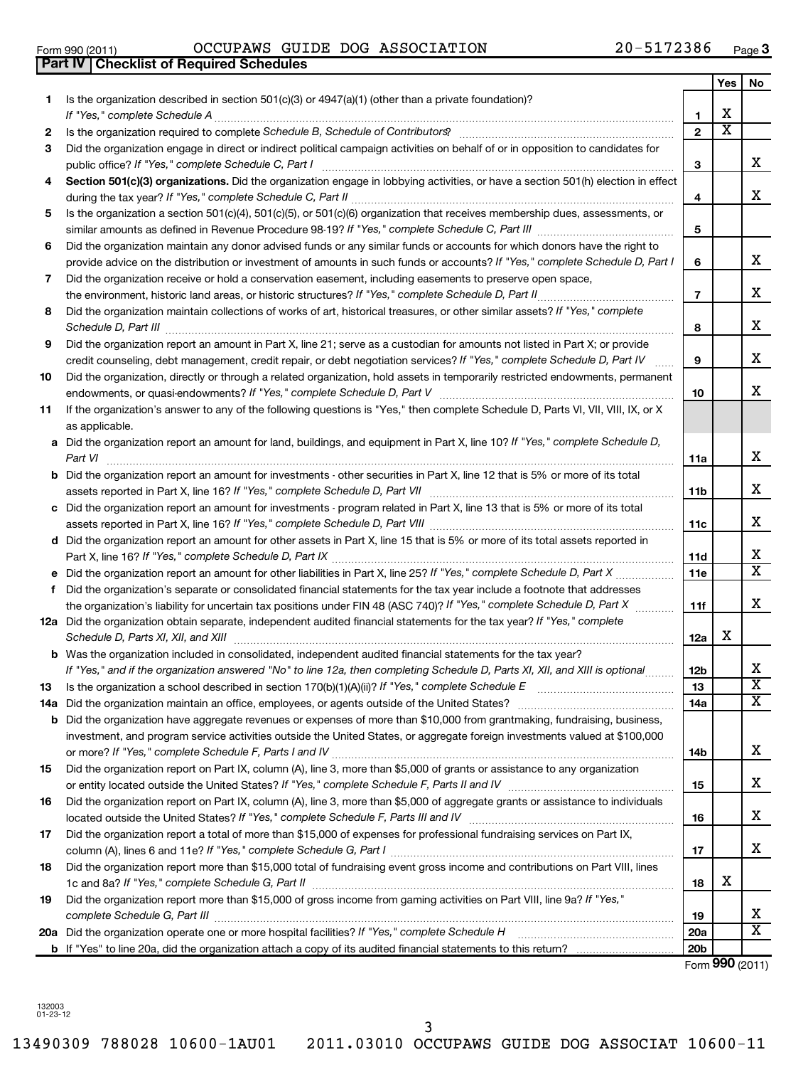Form 990 (2011) OCCUPAWS GUIDE DOG ASSOCIATION 20-5172386 Page 3

## Part IV Checklist of Required Schedules

| | | | Yes | No |
|---|---|---|---|---|
| 1 | Is the organization described in section 501(c)(3) or 4947(a)(1) (other than a private foundation)? *If "Yes," complete Schedule A* | 1 | X | |
| 2 | Is the organization required to complete *Schedule B, Schedule of Contributors*? | 2 | X | |
| 3 | Did the organization engage in direct or indirect political campaign activities on behalf of or in opposition to candidates for public office? *If "Yes," complete Schedule C, Part I* | 3 | | X |
| 4 | **Section 501(c)(3) organizations.** Did the organization engage in lobbying activities, or have a section 501(h) election in effect during the tax year? *If "Yes," complete Schedule C, Part II* | 4 | | X |
| 5 | Is the organization a section 501(c)(4), 501(c)(5), or 501(c)(6) organization that receives membership dues, assessments, or similar amounts as defined in Revenue Procedure 98-19? *If "Yes," complete Schedule C, Part III* | 5 | | |
| 6 | Did the organization maintain any donor advised funds or any similar funds or accounts for which donors have the right to provide advice on the distribution or investment of amounts in such funds or accounts? *If "Yes," complete Schedule D, Part I* | 6 | | X |
| 7 | Did the organization receive or hold a conservation easement, including easements to preserve open space, the environment, historic land areas, or historic structures? *If "Yes," complete Schedule D, Part II* | 7 | | X |
| 8 | Did the organization maintain collections of works of art, historical treasures, or other similar assets? *If "Yes," complete Schedule D, Part III* | 8 | | X |
| 9 | Did the organization report an amount in Part X, line 21; serve as a custodian for amounts not listed in Part X; or provide credit counseling, debt management, credit repair, or debt negotiation services? *If "Yes," complete Schedule D, Part IV* | 9 | | X |
| 10 | Did the organization, directly or through a related organization, hold assets in temporarily restricted endowments, permanent endowments, or quasi-endowments? *If "Yes," complete Schedule D, Part V* | 10 | | X |
| 11 | If the organization's answer to any of the following questions is "Yes," then complete Schedule D, Parts VI, VII, VIII, IX, or X as applicable. | | | |
| a | Did the organization report an amount for land, buildings, and equipment in Part X, line 10? *If "Yes," complete Schedule D, Part VI* | 11a | | X |
| b | Did the organization report an amount for investments - other securities in Part X, line 12 that is 5% or more of its total assets reported in Part X, line 16? *If "Yes," complete Schedule D, Part VII* | 11b | | X |
| c | Did the organization report an amount for investments - program related in Part X, line 13 that is 5% or more of its total assets reported in Part X, line 16? *If "Yes," complete Schedule D, Part VIII* | 11c | | X |
| d | Did the organization report an amount for other assets in Part X, line 15 that is 5% or more of its total assets reported in Part X, line 16? *If "Yes," complete Schedule D, Part IX* | 11d | | X |
| e | Did the organization report an amount for other liabilities in Part X, line 25? *If "Yes," complete Schedule D, Part X* | 11e | | X |
| f | Did the organization's separate or consolidated financial statements for the tax year include a footnote that addresses the organization's liability for uncertain tax positions under FIN 48 (ASC 740)? *If "Yes," complete Schedule D, Part X* | 11f | | X |
| 12a | Did the organization obtain separate, independent audited financial statements for the tax year? *If "Yes," complete Schedule D, Parts XI, XII, and XIII* | 12a | X | |
| b | Was the organization included in consolidated, independent audited financial statements for the tax year? *If "Yes," and if the organization answered "No" to line 12a, then completing Schedule D, Parts XI, XII, and XIII is optional* | 12b | | X |
| 13 | Is the organization a school described in section 170(b)(1)(A)(ii)? *If "Yes," complete Schedule E* | 13 | | X |
| 14a | Did the organization maintain an office, employees, or agents outside of the United States? | 14a | | X |
| b | Did the organization have aggregate revenues or expenses of more than $10,000 from grantmaking, fundraising, business, investment, and program service activities outside the United States, or aggregate foreign investments valued at $100,000 or more? *If "Yes," complete Schedule F, Parts I and IV* | 14b | | X |
| 15 | Did the organization report on Part IX, column (A), line 3, more than $5,000 of grants or assistance to any organization or entity located outside the United States? *If "Yes," complete Schedule F, Parts II and IV* | 15 | | X |
| 16 | Did the organization report on Part IX, column (A), line 3, more than $5,000 of aggregate grants or assistance to individuals located outside the United States? *If "Yes," complete Schedule F, Parts III and IV* | 16 | | X |
| 17 | Did the organization report a total of more than $15,000 of expenses for professional fundraising services on Part IX, column (A), lines 6 and 11e? *If "Yes," complete Schedule G, Part I* | 17 | | X |
| 18 | Did the organization report more than $15,000 total of fundraising event gross income and contributions on Part VIII, lines 1c and 8a? *If "Yes," complete Schedule G, Part II* | 18 | X | |
| 19 | Did the organization report more than $15,000 of gross income from gaming activities on Part VIII, line 9a? *If "Yes," complete Schedule G, Part III* | 19 | | X |
| 20a | Did the organization operate one or more hospital facilities? *If "Yes," complete Schedule H* | 20a | | X |
| b | If "Yes" to line 20a, did the organization attach a copy of its audited financial statements to this return? | 20b | | |

Form **990** (2011)

132003 01-23-12

13490309 788028 10600-1AU01 2011.03010 OCCUPAWS GUIDE DOG ASSOCIAT 10600-11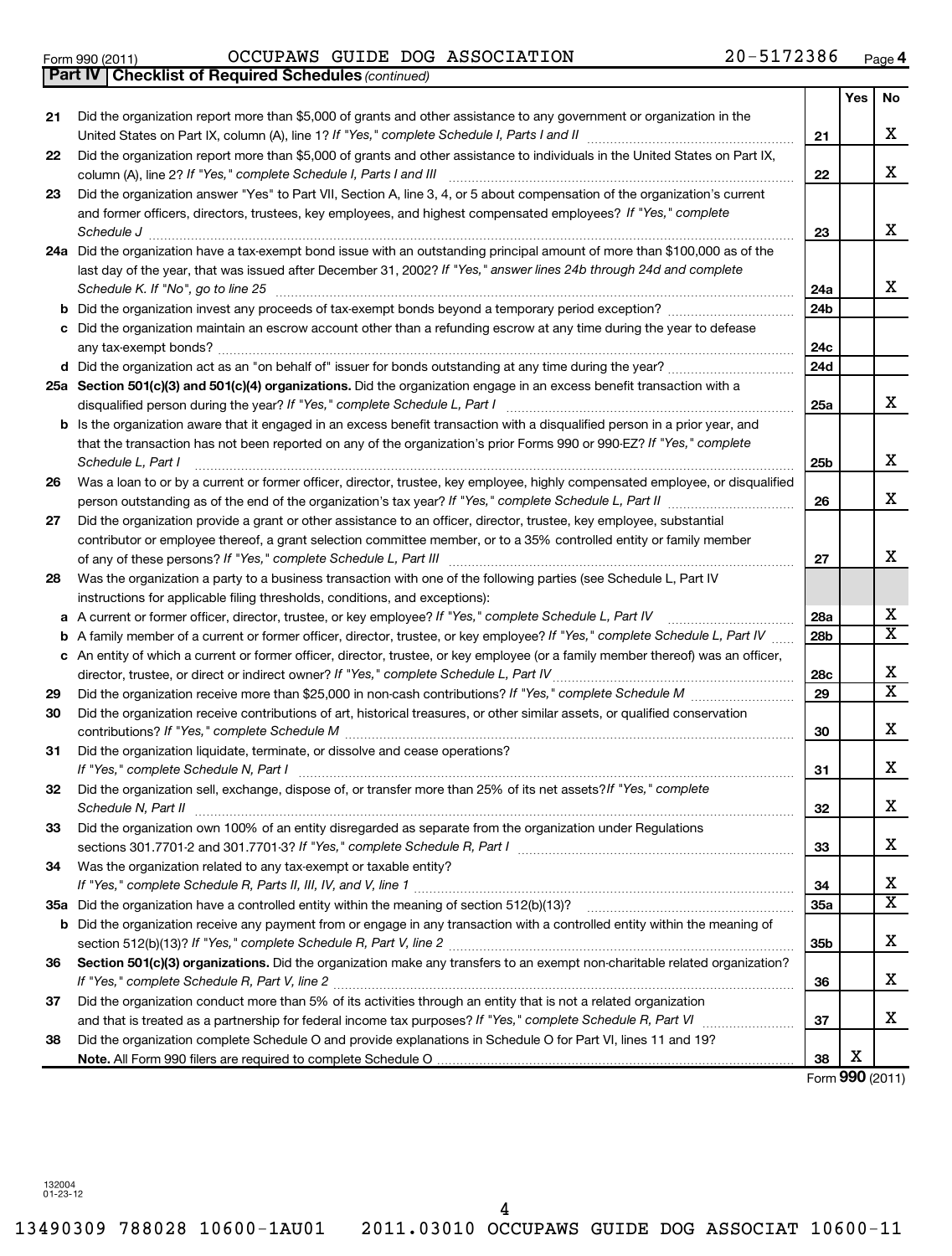Form 990 (2011) OCCUPAWS GUIDE DOG ASSOCIATION 20-5172386 Page 4

**Part IV Checklist of Required Schedules** *(continued)*

| | | | Yes | No |
|---|---|---|---|---|
| 21 | Did the organization report more than $5,000 of grants and other assistance to any government or organization in the United States on Part IX, column (A), line 1? *If "Yes," complete Schedule I, Parts I and II* | 21 | | X |
| 22 | Did the organization report more than $5,000 of grants and other assistance to individuals in the United States on Part IX, column (A), line 2? *If "Yes," complete Schedule I, Parts I and III* | 22 | | X |
| 23 | Did the organization answer "Yes" to Part VII, Section A, line 3, 4, or 5 about compensation of the organization's current and former officers, directors, trustees, key employees, and highest compensated employees? *If "Yes," complete Schedule J* | 23 | | X |
| 24a | Did the organization have a tax-exempt bond issue with an outstanding principal amount of more than $100,000 as of the last day of the year, that was issued after December 31, 2002? *If "Yes," answer lines 24b through 24d and complete Schedule K. If "No", go to line 25* | 24a | | X |
| b | Did the organization invest any proceeds of tax-exempt bonds beyond a temporary period exception? | 24b | | |
| c | Did the organization maintain an escrow account other than a refunding escrow at any time during the year to defease any tax-exempt bonds? | 24c | | |
| d | Did the organization act as an "on behalf of" issuer for bonds outstanding at any time during the year? | 24d | | |
| 25a | **Section 501(c)(3) and 501(c)(4) organizations.** Did the organization engage in an excess benefit transaction with a disqualified person during the year? *If "Yes," complete Schedule L, Part I* | 25a | | X |
| b | Is the organization aware that it engaged in an excess benefit transaction with a disqualified person in a prior year, and that the transaction has not been reported on any of the organization's prior Forms 990 or 990-EZ? *If "Yes," complete Schedule L, Part I* | 25b | | X |
| 26 | Was a loan to or by a current or former officer, director, trustee, key employee, highly compensated employee, or disqualified person outstanding as of the end of the organization's tax year? *If "Yes," complete Schedule L, Part II* | 26 | | X |
| 27 | Did the organization provide a grant or other assistance to an officer, director, trustee, key employee, substantial contributor or employee thereof, a grant selection committee member, or to a 35% controlled entity or family member of any of these persons? *If "Yes," complete Schedule L, Part III* | 27 | | X |
| 28 | Was the organization a party to a business transaction with one of the following parties (see Schedule L, Part IV instructions for applicable filing thresholds, conditions, and exceptions): | | | |
| a | A current or former officer, director, trustee, or key employee? *If "Yes," complete Schedule L, Part IV* | 28a | | X |
| b | A family member of a current or former officer, director, trustee, or key employee? *If "Yes," complete Schedule L, Part IV* | 28b | | X |
| c | An entity of which a current or former officer, director, trustee, or key employee (or a family member thereof) was an officer, director, trustee, or direct or indirect owner? *If "Yes," complete Schedule L, Part IV* | 28c | | X |
| 29 | Did the organization receive more than $25,000 in non-cash contributions? *If "Yes," complete Schedule M* | 29 | | X |
| 30 | Did the organization receive contributions of art, historical treasures, or other similar assets, or qualified conservation contributions? *If "Yes," complete Schedule M* | 30 | | X |
| 31 | Did the organization liquidate, terminate, or dissolve and cease operations? *If "Yes," complete Schedule N, Part I* | 31 | | X |
| 32 | Did the organization sell, exchange, dispose of, or transfer more than 25% of its net assets? *If "Yes," complete Schedule N, Part II* | 32 | | X |
| 33 | Did the organization own 100% of an entity disregarded as separate from the organization under Regulations sections 301.7701-2 and 301.7701-3? *If "Yes," complete Schedule R, Part I* | 33 | | X |
| 34 | Was the organization related to any tax-exempt or taxable entity? *If "Yes," complete Schedule R, Parts II, III, IV, and V, line 1* | 34 | | X |
| 35a | Did the organization have a controlled entity within the meaning of section 512(b)(13)? | 35a | | X |
| b | Did the organization receive any payment from or engage in any transaction with a controlled entity within the meaning of section 512(b)(13)? *If "Yes," complete Schedule R, Part V, line 2* | 35b | | X |
| 36 | **Section 501(c)(3) organizations.** Did the organization make any transfers to an exempt non-charitable related organization? *If "Yes," complete Schedule R, Part V, line 2* | 36 | | X |
| 37 | Did the organization conduct more than 5% of its activities through an entity that is not a related organization and that is treated as a partnership for federal income tax purposes? *If "Yes," complete Schedule R, Part VI* | 37 | | X |
| 38 | Did the organization complete Schedule O and provide explanations in Schedule O for Part VI, lines 11 and 19? **Note.** All Form 990 filers are required to complete Schedule O | 38 | X | |

Form **990** (2011)

132004 01-23-12

13490309 788028 10600-1AU01 2011.03010 OCCUPAWS GUIDE DOG ASSOCIAT 10600-11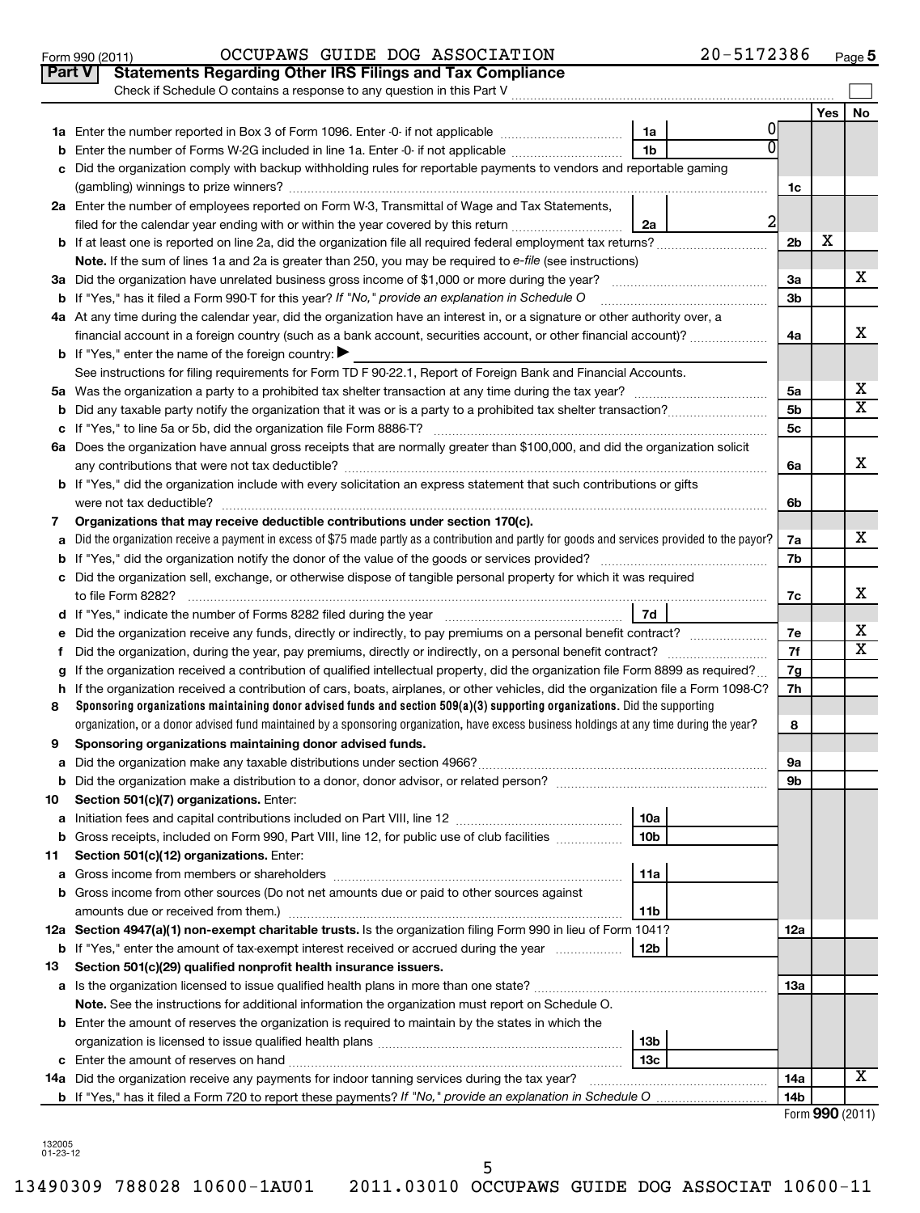Form 990 (2011) OCCUPAWS GUIDE DOG ASSOCIATION 20-5172386 Page **5**

**Part V Statements Regarding Other IRS Filings and Tax Compliance**

Check if Schedule O contains a response to any question in this Part V ☐

| | | | | | Yes | No |
|---|---|---|---|---|---|---|
| **1a** | Enter the number reported in Box 3 of Form 1096. Enter -0- if not applicable | 1a | 0 | | | |
| **b** | Enter the number of Forms W-2G included in line 1a. Enter -0- if not applicable | 1b | 0 | | | |
| **c** | Did the organization comply with backup withholding rules for reportable payments to vendors and reportable gaming (gambling) winnings to prize winners? | | | 1c | | |
| **2a** | Enter the number of employees reported on Form W-3, Transmittal of Wage and Tax Statements, filed for the calendar year ending with or within the year covered by this return | 2a | 2 | | | |
| **b** | If at least one is reported on line 2a, did the organization file all required federal employment tax returns? | | | 2b | X | |
| | **Note.** If the sum of lines 1a and 2a is greater than 250, you may be required to *e-file* (see instructions) | | | | | |
| **3a** | Did the organization have unrelated business gross income of $1,000 or more during the year? | | | 3a | | X |
| **b** | If "Yes," has it filed a Form 990-T for this year? *If "No," provide an explanation in Schedule O* | | | 3b | | |
| **4a** | At any time during the calendar year, did the organization have an interest in, or a signature or other authority over, a financial account in a foreign country (such as a bank account, securities account, or other financial account)? | | | 4a | | X |
| **b** | If "Yes," enter the name of the foreign country: ▶ | | | | | |
| | See instructions for filing requirements for Form TD F 90-22.1, Report of Foreign Bank and Financial Accounts. | | | | | |
| **5a** | Was the organization a party to a prohibited tax shelter transaction at any time during the tax year? | | | 5a | | X |
| **b** | Did any taxable party notify the organization that it was or is a party to a prohibited tax shelter transaction? | | | 5b | | X |
| **c** | If "Yes," to line 5a or 5b, did the organization file Form 8886-T? | | | 5c | | |
| **6a** | Does the organization have annual gross receipts that are normally greater than $100,000, and did the organization solicit any contributions that were not tax deductible? | | | 6a | | X |
| **b** | If "Yes," did the organization include with every solicitation an express statement that such contributions or gifts were not tax deductible? | | | 6b | | |
| **7** | **Organizations that may receive deductible contributions under section 170(c).** | | | | | |
| **a** | Did the organization receive a payment in excess of $75 made partly as a contribution and partly for goods and services provided to the payor? | | | 7a | | X |
| **b** | If "Yes," did the organization notify the donor of the value of the goods or services provided? | | | 7b | | |
| **c** | Did the organization sell, exchange, or otherwise dispose of tangible personal property for which it was required to file Form 8282? | | | 7c | | X |
| **d** | If "Yes," indicate the number of Forms 8282 filed during the year | 7d | | | | |
| **e** | Did the organization receive any funds, directly or indirectly, to pay premiums on a personal benefit contract? | | | 7e | | X |
| **f** | Did the organization, during the year, pay premiums, directly or indirectly, on a personal benefit contract? | | | 7f | | X |
| **g** | If the organization received a contribution of qualified intellectual property, did the organization file Form 8899 as required? | | | 7g | | |
| **h** | If the organization received a contribution of cars, boats, airplanes, or other vehicles, did the organization file a Form 1098-C? | | | 7h | | |
| **8** | **Sponsoring organizations maintaining donor advised funds and section 509(a)(3) supporting organizations.** Did the supporting organization, or a donor advised fund maintained by a sponsoring organization, have excess business holdings at any time during the year? | | | 8 | | |
| **9** | **Sponsoring organizations maintaining donor advised funds.** | | | | | |
| **a** | Did the organization make any taxable distributions under section 4966? | | | 9a | | |
| **b** | Did the organization make a distribution to a donor, donor advisor, or related person? | | | 9b | | |
| **10** | **Section 501(c)(7) organizations.** Enter: | | | | | |
| **a** | Initiation fees and capital contributions included on Part VIII, line 12 | 10a | | | | |
| **b** | Gross receipts, included on Form 990, Part VIII, line 12, for public use of club facilities | 10b | | | | |
| **11** | **Section 501(c)(12) organizations.** Enter: | | | | | |
| **a** | Gross income from members or shareholders | 11a | | | | |
| **b** | Gross income from other sources (Do not net amounts due or paid to other sources against amounts due or received from them.) | 11b | | | | |
| **12a** | **Section 4947(a)(1) non-exempt charitable trusts.** Is the organization filing Form 990 in lieu of Form 1041? | | | 12a | | |
| **b** | If "Yes," enter the amount of tax-exempt interest received or accrued during the year | 12b | | | | |
| **13** | **Section 501(c)(29) qualified nonprofit health insurance issuers.** | | | | | |
| **a** | Is the organization licensed to issue qualified health plans in more than one state? | | | 13a | | |
| | **Note.** See the instructions for additional information the organization must report on Schedule O. | | | | | |
| **b** | Enter the amount of reserves the organization is required to maintain by the states in which the organization is licensed to issue qualified health plans | 13b | | | | |
| **c** | Enter the amount of reserves on hand | 13c | | | | |
| **14a** | Did the organization receive any payments for indoor tanning services during the tax year? | | | 14a | | X |
| **b** | If "Yes," has it filed a Form 720 to report these payments? *If "No," provide an explanation in Schedule O* | | | 14b | | |

Form **990** (2011)

132005
01-23-12

13490309 788028 10600-1AU01 2011.03010 OCCUPAWS GUIDE DOG ASSOCIAT 10600-11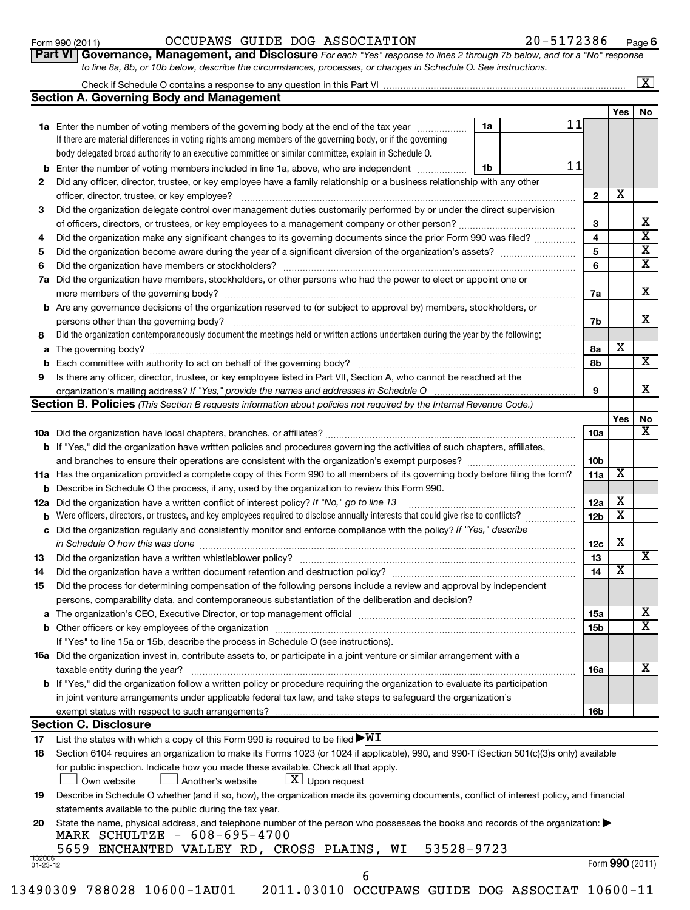Form 990 (2011) OCCUPAWS GUIDE DOG ASSOCIATION 20-5172386 Page 6

**Part VI Governance, Management, and Disclosure** *For each "Yes" response to lines 2 through 7b below, and for a "No" response to line 8a, 8b, or 10b below, describe the circumstances, processes, or changes in Schedule O. See instructions.*

Check if Schedule O contains a response to any question in this Part VI [X]

## Section A. Governing Body and Management

| | | | Yes | No |
|---|---|---|---|---|
| **1a** | Enter the number of voting members of the governing body at the end of the tax year — **1a** 11. If there are material differences in voting rights among members of the governing body, or if the governing body delegated broad authority to an executive committee or similar committee, explain in Schedule O. | | | |
| **b** | Enter the number of voting members included in line 1a, above, who are independent — **1b** 11 | | | |
| **2** | Did any officer, director, trustee, or key employee have a family relationship or a business relationship with any other officer, director, trustee, or key employee? | 2 | X | |
| **3** | Did the organization delegate control over management duties customarily performed by or under the direct supervision of officers, directors, or trustees, or key employees to a management company or other person? | 3 | | X |
| **4** | Did the organization make any significant changes to its governing documents since the prior Form 990 was filed? | 4 | | X |
| **5** | Did the organization become aware during the year of a significant diversion of the organization's assets? | 5 | | X |
| **6** | Did the organization have members or stockholders? | 6 | | X |
| **7a** | Did the organization have members, stockholders, or other persons who had the power to elect or appoint one or more members of the governing body? | 7a | | X |
| **b** | Are any governance decisions of the organization reserved to (or subject to approval by) members, stockholders, or persons other than the governing body? | 7b | | X |
| **8** | Did the organization contemporaneously document the meetings held or written actions undertaken during the year by the following: | | | |
| **a** | The governing body? | 8a | X | |
| **b** | Each committee with authority to act on behalf of the governing body? | 8b | | X |
| **9** | Is there any officer, director, trustee, or key employee listed in Part VII, Section A, who cannot be reached at the organization's mailing address? *If "Yes," provide the names and addresses in Schedule O* | 9 | | X |

## Section B. Policies *(This Section B requests information about policies not required by the Internal Revenue Code.)*

| | | | Yes | No |
|---|---|---|---|---|
| **10a** | Did the organization have local chapters, branches, or affiliates? | 10a | | X |
| **b** | If "Yes," did the organization have written policies and procedures governing the activities of such chapters, affiliates, and branches to ensure their operations are consistent with the organization's exempt purposes? | 10b | | |
| **11a** | Has the organization provided a complete copy of this Form 990 to all members of its governing body before filing the form? | 11a | X | |
| **b** | Describe in Schedule O the process, if any, used by the organization to review this Form 990. | | | |
| **12a** | Did the organization have a written conflict of interest policy? *If "No," go to line 13* | 12a | X | |
| **b** | Were officers, directors, or trustees, and key employees required to disclose annually interests that could give rise to conflicts? | 12b | X | |
| **c** | Did the organization regularly and consistently monitor and enforce compliance with the policy? *If "Yes," describe in Schedule O how this was done* | 12c | X | |
| **13** | Did the organization have a written whistleblower policy? | 13 | | X |
| **14** | Did the organization have a written document retention and destruction policy? | 14 | X | |
| **15** | Did the process for determining compensation of the following persons include a review and approval by independent persons, comparability data, and contemporaneous substantiation of the deliberation and decision? | | | |
| **a** | The organization's CEO, Executive Director, or top management official | 15a | | X |
| **b** | Other officers or key employees of the organization | 15b | | X |
| | If "Yes" to line 15a or 15b, describe the process in Schedule O (see instructions). | | | |
| **16a** | Did the organization invest in, contribute assets to, or participate in a joint venture or similar arrangement with a taxable entity during the year? | 16a | | X |
| **b** | If "Yes," did the organization follow a written policy or procedure requiring the organization to evaluate its participation in joint venture arrangements under applicable federal tax law, and take steps to safeguard the organization's exempt status with respect to such arrangements? | 16b | | |

## Section C. Disclosure

**17** List the states with which a copy of this Form 990 is required to be filed ▶ WI

**18** Section 6104 requires an organization to make its Forms 1023 (or 1024 if applicable), 990, and 990-T (Section 501(c)(3)s only) available for public inspection. Indicate how you made these available. Check all that apply.

[ ] Own website [ ] Another's website [X] Upon request

**19** Describe in Schedule O whether (and if so, how), the organization made its governing documents, conflict of interest policy, and financial statements available to the public during the tax year.

**20** State the name, physical address, and telephone number of the person who possesses the books and records of the organization: ▶
MARK SCHULTZE - 608-695-4700
5659 ENCHANTED VALLEY RD, CROSS PLAINS, WI 53528-9723

132006 01-23-12 Form **990** (2011)

13490309 788028 10600-1AU01 2011.03010 OCCUPAWS GUIDE DOG ASSOCIAT 10600-11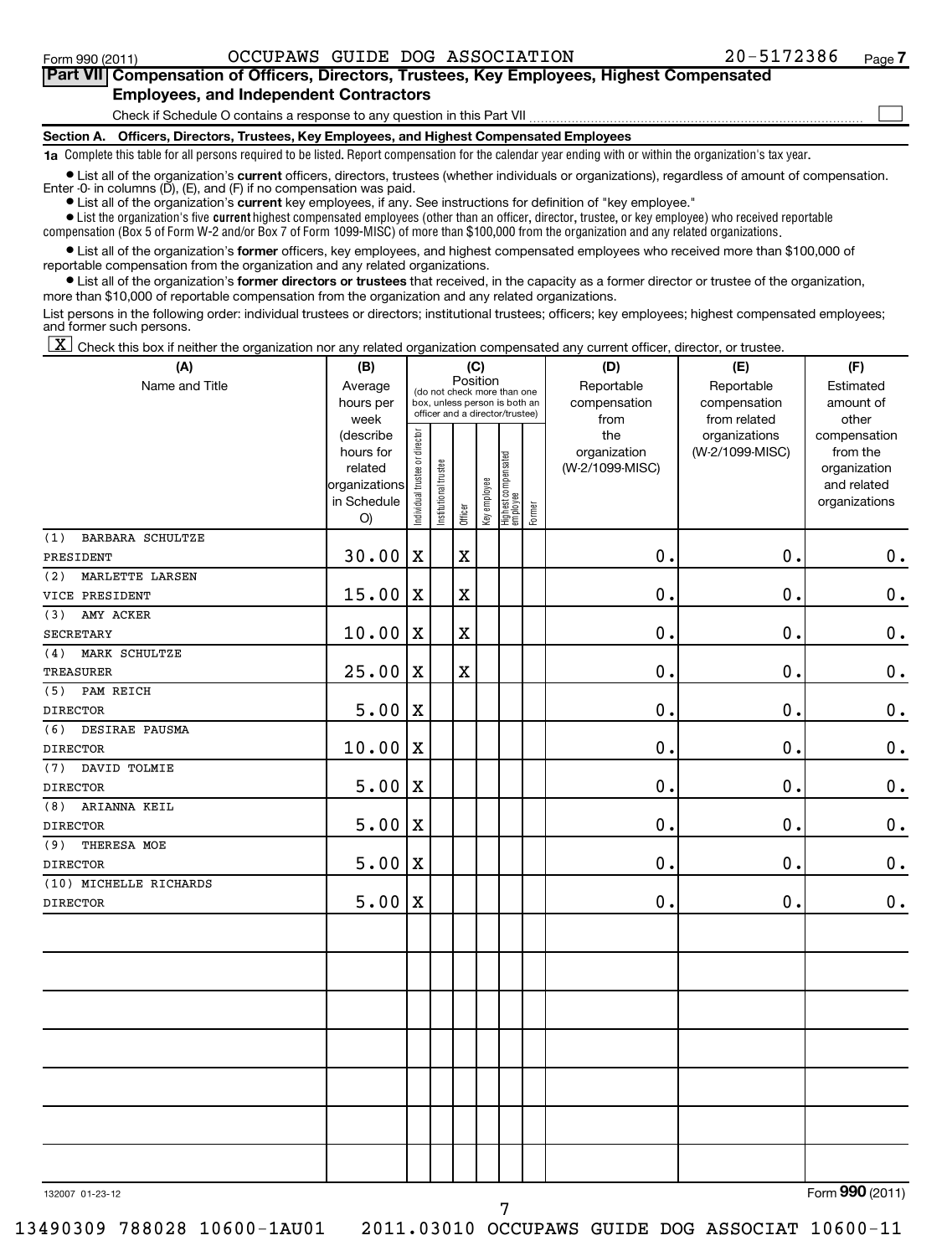Form 990 (2011) OCCUPAWS GUIDE DOG ASSOCIATION 20-5172386 Page 7

**Part VII Compensation of Officers, Directors, Trustees, Key Employees, Highest Compensated Employees, and Independent Contractors**

Check if Schedule O contains a response to any question in this Part VII ☐

**Section A. Officers, Directors, Trustees, Key Employees, and Highest Compensated Employees**

**1a** Complete this table for all persons required to be listed. Report compensation for the calendar year ending with or within the organization's tax year.

- List all of the organization's **current** officers, directors, trustees (whether individuals or organizations), regardless of amount of compensation. Enter -0- in columns (D), (E), and (F) if no compensation was paid.
- List all of the organization's **current** key employees, if any. See instructions for definition of "key employee."
- List the organization's five **current** highest compensated employees (other than an officer, director, trustee, or key employee) who received reportable compensation (Box 5 of Form W-2 and/or Box 7 of Form 1099-MISC) of more than $100,000 from the organization and any related organizations.
- List all of the organization's **former** officers, key employees, and highest compensated employees who received more than $100,000 of reportable compensation from the organization and any related organizations.
- List all of the organization's **former directors or trustees** that received, in the capacity as a former director or trustee of the organization, more than $10,000 of reportable compensation from the organization and any related organizations.

List persons in the following order: individual trustees or directors; institutional trustees; officers; key employees; highest compensated employees; and former such persons.

☒ Check this box if neither the organization nor any related organization compensated any current officer, director, or trustee.

| (A) Name and Title | (B) Average hours per week (describe hours for related organizations in Schedule O) | (C) Position: Individual trustee or director | Institutional trustee | Officer | Key employee | Highest compensated employee | Former | (D) Reportable compensation from the organization (W-2/1099-MISC) | (E) Reportable compensation from related organizations (W-2/1099-MISC) | (F) Estimated amount of other compensation from the organization and related organizations |
|---|---|---|---|---|---|---|---|---|---|---|
| (1) BARBARA SCHULTZE<br>PRESIDENT | 30.00 | X | | X | | | | 0. | 0. | 0. |
| (2) MARLETTE LARSEN<br>VICE PRESIDENT | 15.00 | X | | X | | | | 0. | 0. | 0. |
| (3) AMY ACKER<br>SECRETARY | 10.00 | X | | X | | | | 0. | 0. | 0. |
| (4) MARK SCHULTZE<br>TREASURER | 25.00 | X | | X | | | | 0. | 0. | 0. |
| (5) PAM REICH<br>DIRECTOR | 5.00 | X | | | | | | 0. | 0. | 0. |
| (6) DESIRAE PAUSMA<br>DIRECTOR | 10.00 | X | | | | | | 0. | 0. | 0. |
| (7) DAVID TOLMIE<br>DIRECTOR | 5.00 | X | | | | | | 0. | 0. | 0. |
| (8) ARIANNA KEIL<br>DIRECTOR | 5.00 | X | | | | | | 0. | 0. | 0. |
| (9) THERESA MOE<br>DIRECTOR | 5.00 | X | | | | | | 0. | 0. | 0. |
| (10) MICHELLE RICHARDS<br>DIRECTOR | 5.00 | X | | | | | | 0. | 0. | 0. |

132007 01-23-12 Form 990 (2011)

13490309 788028 10600-1AU01 2011.03010 OCCUPAWS GUIDE DOG ASSOCIAT 10600-11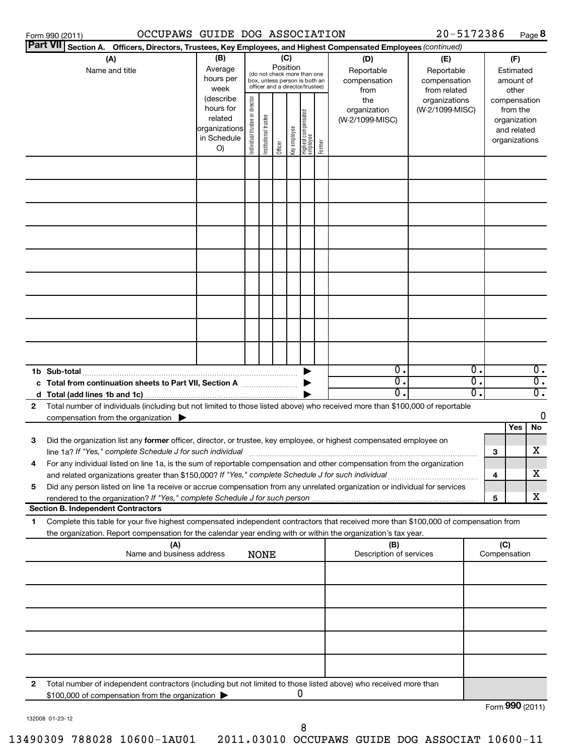Form 990 (2011) OCCUPAWS GUIDE DOG ASSOCIATION 20-5172386 Page 8

**Part VII** Section A. Officers, Directors, Trustees, Key Employees, and Highest Compensated Employees *(continued)*

| (A) Name and title | (B) Average hours per week (describe hours for related organizations in Schedule O) | (C) Position (do not check more than one box, unless person is both an officer and a director/trustee) Individual trustee or director | Institutional trustee | Officer | Key employee | Highest compensated employee | Former | (D) Reportable compensation from the organization (W-2/1099-MISC) | (E) Reportable compensation from related organizations (W-2/1099-MISC) | (F) Estimated amount of other compensation from the organization and related organizations |
|---|---|---|---|---|---|---|---|---|---|---|
| | | | | | | | | | | |
| | | | | | | | | | | |
| | | | | | | | | | | |
| | | | | | | | | | | |
| | | | | | | | | | | |
| | | | | | | | | | | |
| | | | | | | | | | | |
| | | | | | | | | | | |
| | | | | | | | | | | |
| **1b Sub-total** | | | | | | | | 0. | 0. | 0. |
| **c Total from continuation sheets to Part VII, Section A** | | | | | | | | 0. | 0. | 0. |
| **d Total (add lines 1b and 1c)** | | | | | | | | 0. | 0. | 0. |

**2** Total number of individuals (including but not limited to those listed above) who received more than $100,000 of reportable compensation from the organization ▶ 0

| | | Yes | No |
|---|---|---|---|
| **3** Did the organization list any **former** officer, director, or trustee, key employee, or highest compensated employee on line 1a? *If "Yes," complete Schedule J for such individual* | 3 | | X |
| **4** For any individual listed on line 1a, is the sum of reportable compensation and other compensation from the organization and related organizations greater than $150,000? *If "Yes," complete Schedule J for such individual* | 4 | | X |
| **5** Did any person listed on line 1a receive or accrue compensation from any unrelated organization or individual for services rendered to the organization? *If "Yes," complete Schedule J for such person* | 5 | | X |

**Section B. Independent Contractors**

**1** Complete this table for your five highest compensated independent contractors that received more than $100,000 of compensation from the organization. Report compensation for the calendar year ending with or within the organization's tax year.

| (A) Name and business address NONE | (B) Description of services | (C) Compensation |
|---|---|---|
| | | |
| | | |
| | | |
| | | |
| | | |

**2** Total number of independent contractors (including but not limited to those listed above) who received more than $100,000 of compensation from the organization ▶ 0

Form **990** (2011)

132008 01-23-12

13490309 788028 10600-1AU01 2011.03010 OCCUPAWS GUIDE DOG ASSOCIAT 10600-11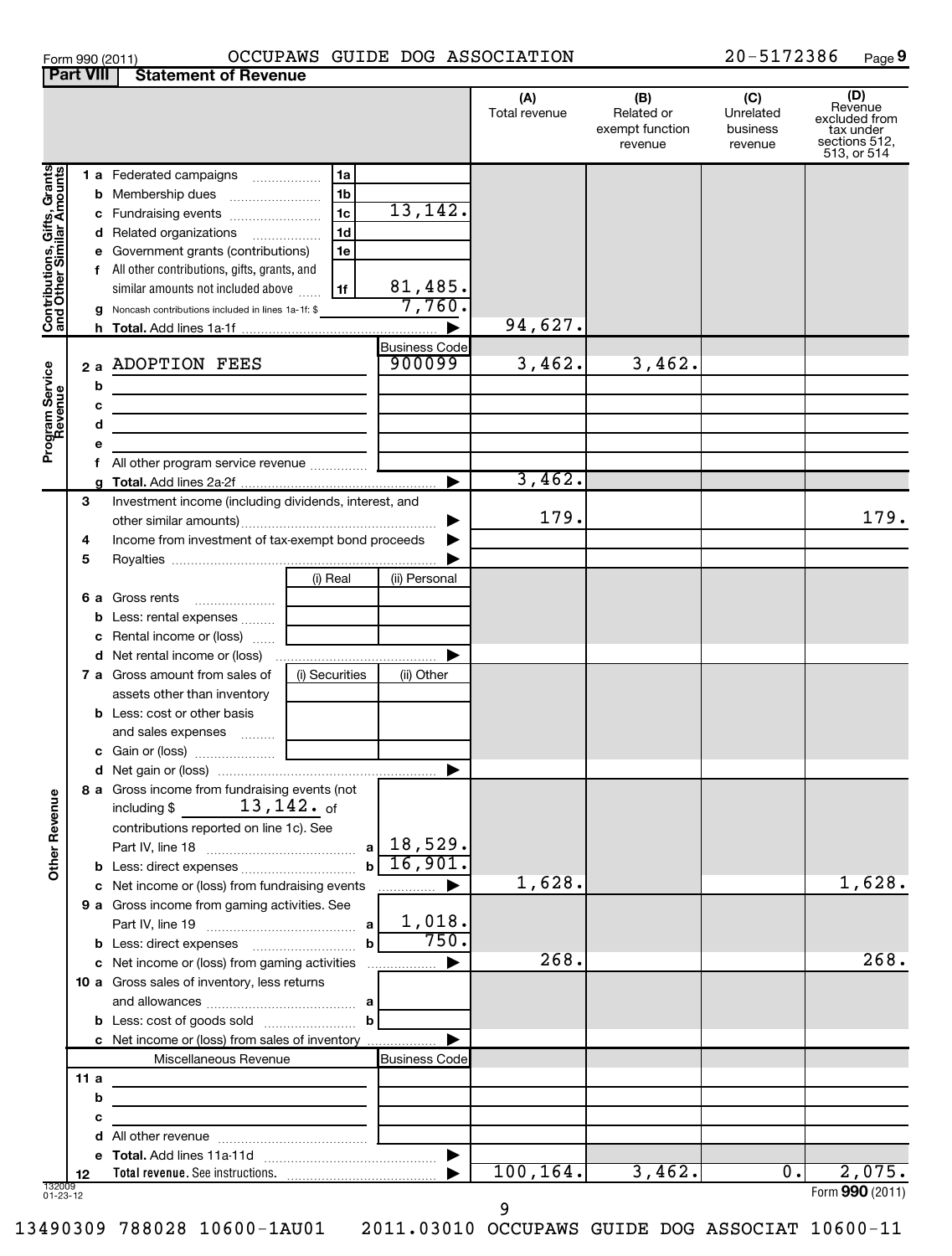Form 990 (2011) OCCUPAWS GUIDE DOG ASSOCIATION 20-5172386 Page 9

**Part VIII Statement of Revenue**

| | | | | (A) Total revenue | (B) Related or exempt function revenue | (C) Unrelated business revenue | (D) Revenue excluded from tax under sections 512, 513, or 514 |
|---|---|---|---|---|---|---|---|
| **Contributions, Gifts, Grants and Other Similar Amounts** | 1 a Federated campaigns | 1a | | | | | |
| | b Membership dues | 1b | | | | | |
| | c Fundraising events | 1c | 13,142. | | | | |
| | d Related organizations | 1d | | | | | |
| | e Government grants (contributions) | 1e | | | | | |
| | f All other contributions, gifts, grants, and similar amounts not included above | 1f | 81,485. | | | | |
| | g Noncash contributions included in lines 1a-1f: $ | | 7,760. | | | | |
| | h **Total.** Add lines 1a-1f | | | 94,627. | | | |
| **Program Service Revenue** | | | Business Code | | | | |
| | 2 a ADOPTION FEES | | 900099 | 3,462. | 3,462. | | |
| | b | | | | | | |
| | c | | | | | | |
| | d | | | | | | |
| | e | | | | | | |
| | f All other program service revenue | | | | | | |
| | g **Total.** Add lines 2a-2f | | | 3,462. | | | |
| **Other Revenue** | 3 Investment income (including dividends, interest, and other similar amounts) | | | 179. | | | 179. |
| | 4 Income from investment of tax-exempt bond proceeds | | | | | | |
| | 5 Royalties | | | | | | |
| | | (i) Real | (ii) Personal | | | | |
| | 6 a Gross rents | | | | | | |
| | b Less: rental expenses | | | | | | |
| | c Rental income or (loss) | | | | | | |
| | d Net rental income or (loss) | | | | | | |
| | 7 a Gross amount from sales of assets other than inventory | (i) Securities | (ii) Other | | | | |
| | b Less: cost or other basis and sales expenses | | | | | | |
| | c Gain or (loss) | | | | | | |
| | d Net gain or (loss) | | | | | | |
| | 8 a Gross income from fundraising events (not including $ 13,142. of contributions reported on line 1c). See Part IV, line 18 | a | 18,529. | | | | |
| | b Less: direct expenses | b | 16,901. | | | | |
| | c Net income or (loss) from fundraising events | | | 1,628. | | | 1,628. |
| | 9 a Gross income from gaming activities. See Part IV, line 19 | a | 1,018. | | | | |
| | b Less: direct expenses | b | 750. | | | | |
| | c Net income or (loss) from gaming activities | | | 268. | | | 268. |
| | 10 a Gross sales of inventory, less returns and allowances | a | | | | | |
| | b Less: cost of goods sold | b | | | | | |
| | c Net income or (loss) from sales of inventory | | | | | | |
| | Miscellaneous Revenue | | Business Code | | | | |
| | 11 a | | | | | | |
| | b | | | | | | |
| | c | | | | | | |
| | d All other revenue | | | | | | |
| | e **Total.** Add lines 11a-11d | | | | | | |
| | 12 **Total revenue.** See instructions. | | | 100,164. | 3,462. | 0. | 2,075. |

132009 01-23-12

Form **990** (2011)

13490309 788028 10600-1AU01 2011.03010 OCCUPAWS GUIDE DOG ASSOCIAT 10600-11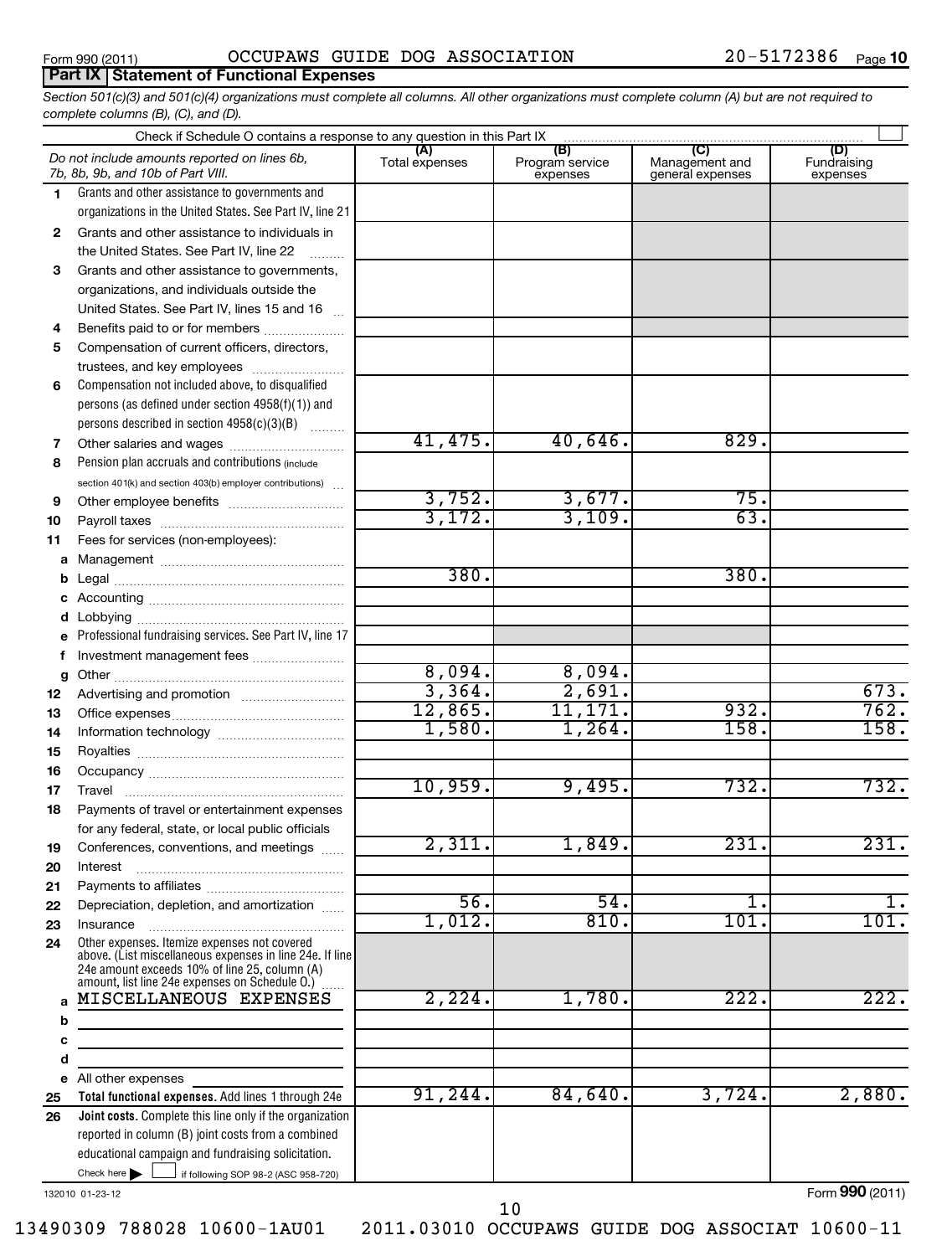Form 990 (2011) OCCUPAWS GUIDE DOG ASSOCIATION 20-5172386 Page 10

**Part IX | Statement of Functional Expenses**

*Section 501(c)(3) and 501(c)(4) organizations must complete all columns. All other organizations must complete column (A) but are not required to complete columns (B), (C), and (D).*

Check if Schedule O contains a response to any question in this Part IX

| | *Do not include amounts reported on lines 6b, 7b, 8b, 9b, and 10b of Part VIII.* | (A) Total expenses | (B) Program service expenses | (C) Management and general expenses | (D) Fundraising expenses |
|---|---|---|---|---|---|
| 1 | Grants and other assistance to governments and organizations in the United States. See Part IV, line 21 | | | | |
| 2 | Grants and other assistance to individuals in the United States. See Part IV, line 22 | | | | |
| 3 | Grants and other assistance to governments, organizations, and individuals outside the United States. See Part IV, lines 15 and 16 | | | | |
| 4 | Benefits paid to or for members | | | | |
| 5 | Compensation of current officers, directors, trustees, and key employees | | | | |
| 6 | Compensation not included above, to disqualified persons (as defined under section 4958(f)(1)) and persons described in section 4958(c)(3)(B) | | | | |
| 7 | Other salaries and wages | 41,475. | 40,646. | 829. | |
| 8 | Pension plan accruals and contributions (include section 401(k) and section 403(b) employer contributions) | | | | |
| 9 | Other employee benefits | 3,752. | 3,677. | 75. | |
| 10 | Payroll taxes | 3,172. | 3,109. | 63. | |
| 11 | Fees for services (non-employees): | | | | |
| a | Management | | | | |
| b | Legal | 380. | | 380. | |
| c | Accounting | | | | |
| d | Lobbying | | | | |
| e | Professional fundraising services. See Part IV, line 17 | | | | |
| f | Investment management fees | | | | |
| g | Other | 8,094. | 8,094. | | |
| 12 | Advertising and promotion | 3,364. | 2,691. | | 673. |
| 13 | Office expenses | 12,865. | 11,171. | 932. | 762. |
| 14 | Information technology | 1,580. | 1,264. | 158. | 158. |
| 15 | Royalties | | | | |
| 16 | Occupancy | | | | |
| 17 | Travel | 10,959. | 9,495. | 732. | 732. |
| 18 | Payments of travel or entertainment expenses for any federal, state, or local public officials | | | | |
| 19 | Conferences, conventions, and meetings | 2,311. | 1,849. | 231. | 231. |
| 20 | Interest | | | | |
| 21 | Payments to affiliates | | | | |
| 22 | Depreciation, depletion, and amortization | 56. | 54. | 1. | 1. |
| 23 | Insurance | 1,012. | 810. | 101. | 101. |
| 24 | Other expenses. Itemize expenses not covered above. (List miscellaneous expenses in line 24e. If line 24e amount exceeds 10% of line 25, column (A) amount, list line 24e expenses on Schedule O.) | | | | |
| a | MISCELLANEOUS EXPENSES | 2,224. | 1,780. | 222. | 222. |
| b | | | | | |
| c | | | | | |
| d | | | | | |
| e | All other expenses | | | | |
| 25 | **Total functional expenses.** Add lines 1 through 24e | 91,244. | 84,640. | 3,724. | 2,880. |
| 26 | **Joint costs.** Complete this line only if the organization reported in column (B) joint costs from a combined educational campaign and fundraising solicitation. Check here ☐ if following SOP 98-2 (ASC 958-720) | | | | |

132010 01-23-12

Form **990** (2011)

13490309 788028 10600-1AU01 2011.03010 OCCUPAWS GUIDE DOG ASSOCIAT 10600-11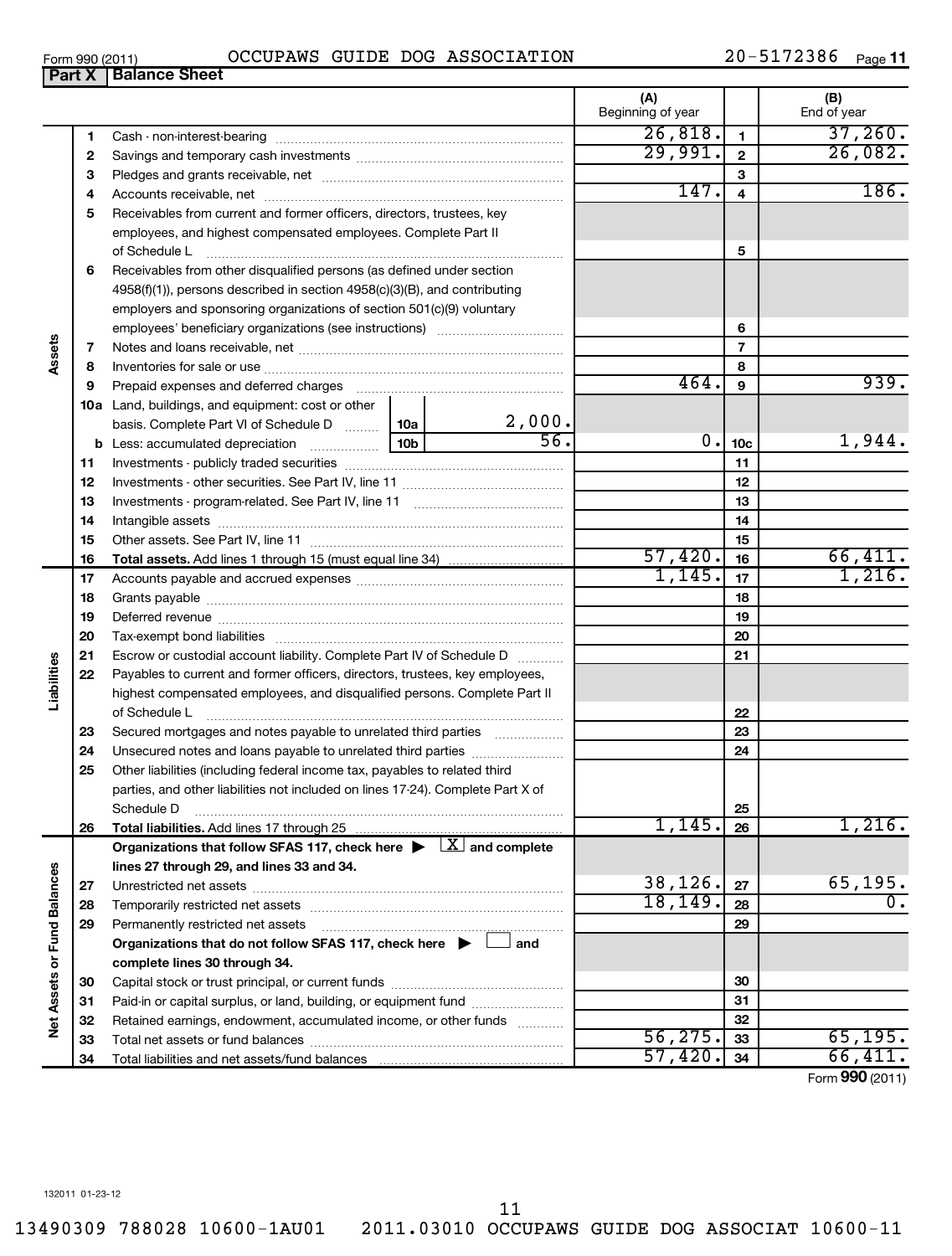Form 990 (2011) OCCUPAWS GUIDE DOG ASSOCIATION 20-5172386

## Part X Balance Sheet

| | | | (A) Beginning of year | | (B) End of year |
|---|---|---|---|---|---|
| **Assets** | 1 | Cash - non-interest-bearing | 26,818. | 1 | 37,260. |
| | 2 | Savings and temporary cash investments | 29,991. | 2 | 26,082. |
| | 3 | Pledges and grants receivable, net | | 3 | |
| | 4 | Accounts receivable, net | 147. | 4 | 186. |
| | 5 | Receivables from current and former officers, directors, trustees, key employees, and highest compensated employees. Complete Part II of Schedule L | | 5 | |
| | 6 | Receivables from other disqualified persons (as defined under section 4958(f)(1)), persons described in section 4958(c)(3)(B), and contributing employers and sponsoring organizations of section 501(c)(9) voluntary employees' beneficiary organizations (see instructions) | | 6 | |
| | 7 | Notes and loans receivable, net | | 7 | |
| | 8 | Inventories for sale or use | | 8 | |
| | 9 | Prepaid expenses and deferred charges | 464. | 9 | 939. |
| | 10a | Land, buildings, and equipment: cost or other basis. Complete Part VI of Schedule D — 10a: 2,000. | | | |
| | b | Less: accumulated depreciation — 10b: 56. | 0. | 10c | 1,944. |
| | 11 | Investments - publicly traded securities | | 11 | |
| | 12 | Investments - other securities. See Part IV, line 11 | | 12 | |
| | 13 | Investments - program-related. See Part IV, line 11 | | 13 | |
| | 14 | Intangible assets | | 14 | |
| | 15 | Other assets. See Part IV, line 11 | | 15 | |
| | 16 | **Total assets.** Add lines 1 through 15 (must equal line 34) | 57,420. | 16 | 66,411. |
| **Liabilities** | 17 | Accounts payable and accrued expenses | 1,145. | 17 | 1,216. |
| | 18 | Grants payable | | 18 | |
| | 19 | Deferred revenue | | 19 | |
| | 20 | Tax-exempt bond liabilities | | 20 | |
| | 21 | Escrow or custodial account liability. Complete Part IV of Schedule D | | 21 | |
| | 22 | Payables to current and former officers, directors, trustees, key employees, highest compensated employees, and disqualified persons. Complete Part II of Schedule L | | 22 | |
| | 23 | Secured mortgages and notes payable to unrelated third parties | | 23 | |
| | 24 | Unsecured notes and loans payable to unrelated third parties | | 24 | |
| | 25 | Other liabilities (including federal income tax, payables to related third parties, and other liabilities not included on lines 17-24). Complete Part X of Schedule D | | 25 | |
| | 26 | **Total liabilities.** Add lines 17 through 25 | 1,145. | 26 | 1,216. |
| **Net Assets or Fund Balances** | | **Organizations that follow SFAS 117, check here ▶ [X] and complete lines 27 through 29, and lines 33 and 34.** | | | |
| | 27 | Unrestricted net assets | 38,126. | 27 | 65,195. |
| | 28 | Temporarily restricted net assets | 18,149. | 28 | 0. |
| | 29 | Permanently restricted net assets | | 29 | |
| | | **Organizations that do not follow SFAS 117, check here ▶ [ ] and complete lines 30 through 34.** | | | |
| | 30 | Capital stock or trust principal, or current funds | | 30 | |
| | 31 | Paid-in or capital surplus, or land, building, or equipment fund | | 31 | |
| | 32 | Retained earnings, endowment, accumulated income, or other funds | | 32 | |
| | 33 | Total net assets or fund balances | 56,275. | 33 | 65,195. |
| | 34 | Total liabilities and net assets/fund balances | 57,420. | 34 | 66,411. |

Form 990 (2011)

132011 01-23-12

13490309 788028 10600-1AU01 2011.03010 OCCUPAWS GUIDE DOG ASSOCIAT 10600-11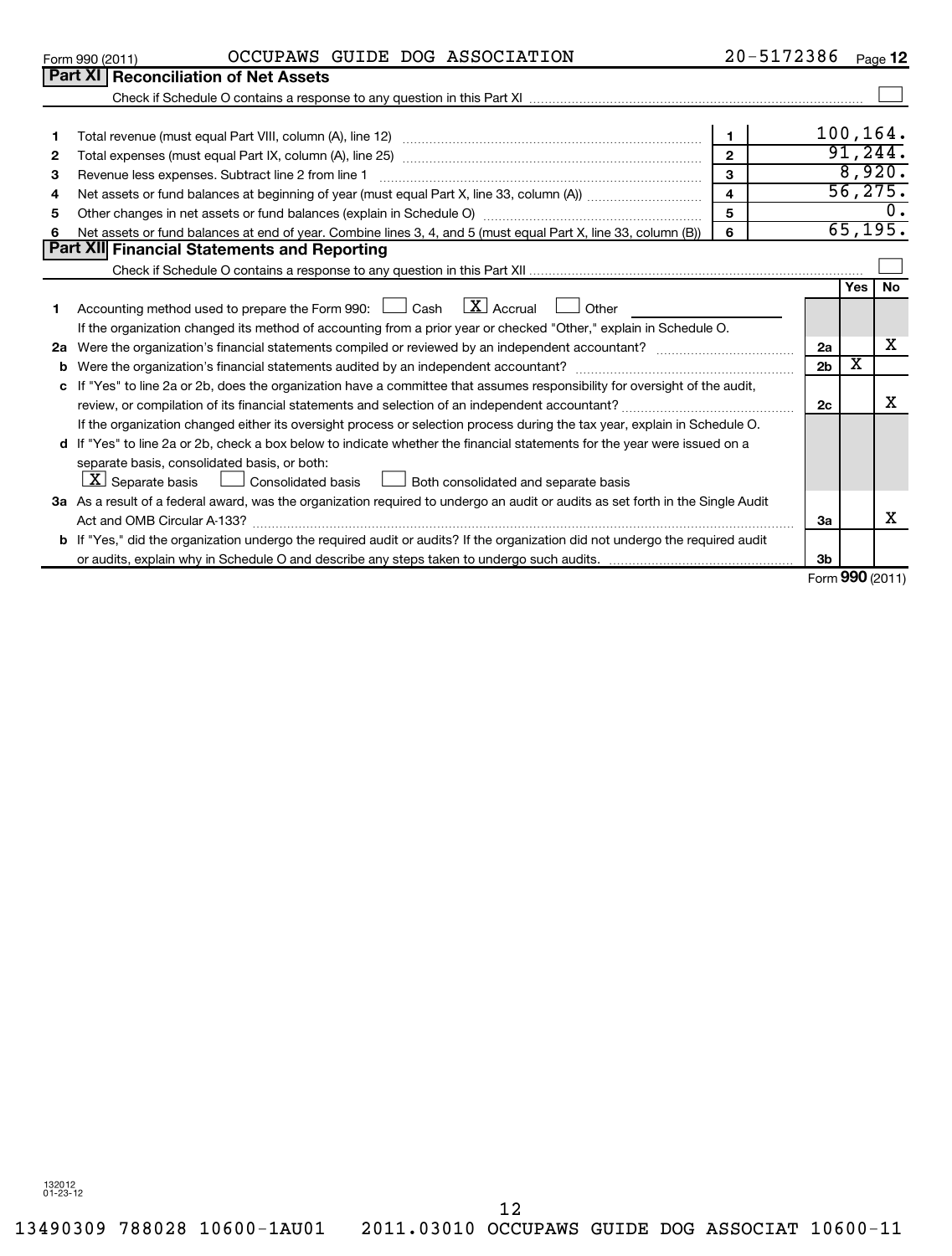Form 990 (2011) OCCUPAWS GUIDE DOG ASSOCIATION 20-5172386 Page 12

## Part XI Reconciliation of Net Assets

Check if Schedule O contains a response to any question in this Part XI ☐

| | | | |
|---|---|---|---|
| 1 | Total revenue (must equal Part VIII, column (A), line 12) | 1 | 100,164. |
| 2 | Total expenses (must equal Part IX, column (A), line 25) | 2 | 91,244. |
| 3 | Revenue less expenses. Subtract line 2 from line 1 | 3 | 8,920. |
| 4 | Net assets or fund balances at beginning of year (must equal Part X, line 33, column (A)) | 4 | 56,275. |
| 5 | Other changes in net assets or fund balances (explain in Schedule O) | 5 | 0. |
| 6 | Net assets or fund balances at end of year. Combine lines 3, 4, and 5 (must equal Part X, line 33, column (B)) | 6 | 65,195. |

## Part XII Financial Statements and Reporting

Check if Schedule O contains a response to any question in this Part XII ☐

| | | | Yes | No |
|---|---|---|---|---|
| 1 | Accounting method used to prepare the Form 990: ☐ Cash ☒ Accrual ☐ Other<br>If the organization changed its method of accounting from a prior year or checked "Other," explain in Schedule O. | | | |
| 2a | Were the organization's financial statements compiled or reviewed by an independent accountant? | 2a | | X |
| b | Were the organization's financial statements audited by an independent accountant? | 2b | X | |
| c | If "Yes" to line 2a or 2b, does the organization have a committee that assumes responsibility for oversight of the audit, review, or compilation of its financial statements and selection of an independent accountant?<br>If the organization changed either its oversight process or selection process during the tax year, explain in Schedule O. | 2c | | X |
| d | If "Yes" to line 2a or 2b, check a box below to indicate whether the financial statements for the year were issued on a separate basis, consolidated basis, or both:<br>☒ Separate basis ☐ Consolidated basis ☐ Both consolidated and separate basis | | | |
| 3a | As a result of a federal award, was the organization required to undergo an audit or audits as set forth in the Single Audit Act and OMB Circular A-133? | 3a | | X |
| b | If "Yes," did the organization undergo the required audit or audits? If the organization did not undergo the required audit or audits, explain why in Schedule O and describe any steps taken to undergo such audits. | 3b | | |

Form **990** (2011)

132012 01-23-12

13490309 788028 10600-1AU01 2011.03010 OCCUPAWS GUIDE DOG ASSOCIAT 10600-11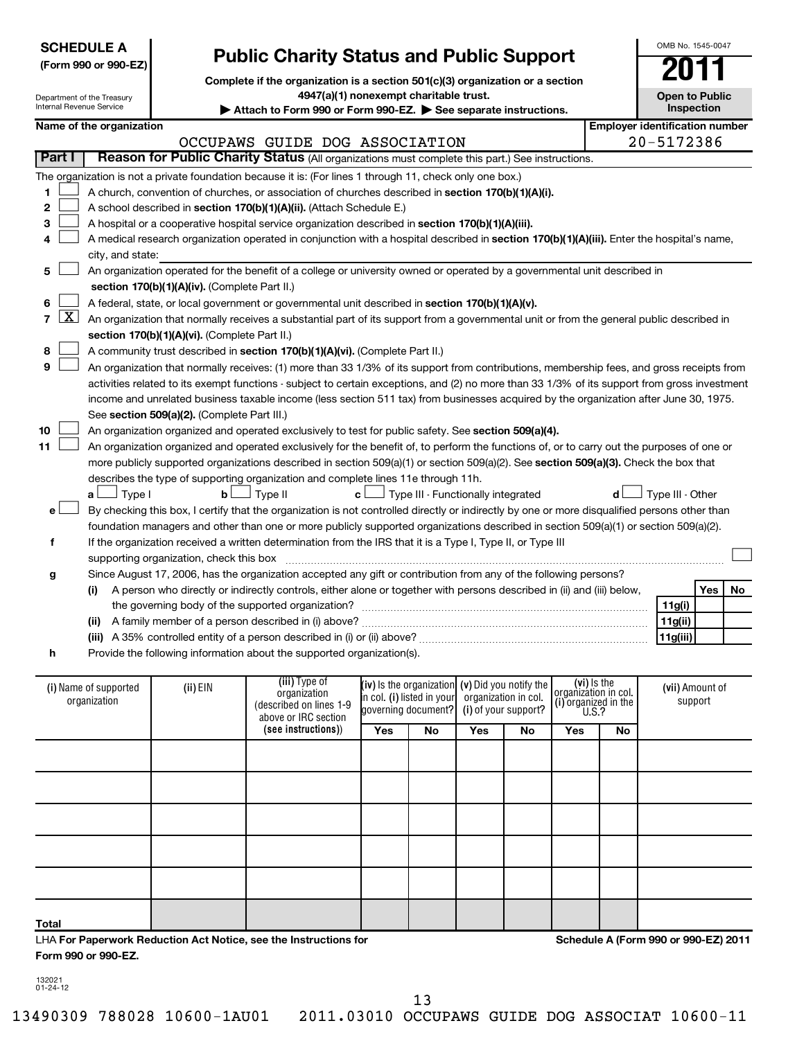**SCHEDULE A**
**(Form 990 or 990-EZ)**

Department of the Treasury
Internal Revenue Service

# Public Charity Status and Public Support

**Complete if the organization is a section 501(c)(3) organization or a section 4947(a)(1) nonexempt charitable trust.**

**▶ Attach to Form 990 or Form 990-EZ. ▶ See separate instructions.**

OMB No. 1545-0047

**2011**

**Open to Public Inspection**

**Name of the organization:** OCCUPAWS GUIDE DOG ASSOCIATION

**Employer identification number:** 20-5172386

## Part I Reason for Public Charity Status (All organizations must complete this part.) See instructions.

The organization is not a private foundation because it is: (For lines 1 through 11, check only one box.)

1. ☐ A church, convention of churches, or association of churches described in **section 170(b)(1)(A)(i).**
2. ☐ A school described in **section 170(b)(1)(A)(ii).** (Attach Schedule E.)
3. ☐ A hospital or a cooperative hospital service organization described in **section 170(b)(1)(A)(iii).**
4. ☐ A medical research organization operated in conjunction with a hospital described in **section 170(b)(1)(A)(iii).** Enter the hospital's name, city, and state:
5. ☐ An organization operated for the benefit of a college or university owned or operated by a governmental unit described in **section 170(b)(1)(A)(iv).** (Complete Part II.)
6. ☐ A federal, state, or local government or governmental unit described in **section 170(b)(1)(A)(v).**
7. ☒ An organization that normally receives a substantial part of its support from a governmental unit or from the general public described in **section 170(b)(1)(A)(vi).** (Complete Part II.)
8. ☐ A community trust described in **section 170(b)(1)(A)(vi).** (Complete Part II.)
9. ☐ An organization that normally receives: (1) more than 33 1/3% of its support from contributions, membership fees, and gross receipts from activities related to its exempt functions - subject to certain exceptions, and (2) no more than 33 1/3% of its support from gross investment income and unrelated business taxable income (less section 511 tax) from businesses acquired by the organization after June 30, 1975. See **section 509(a)(2).** (Complete Part III.)
10. ☐ An organization organized and operated exclusively to test for public safety. See **section 509(a)(4).**
11. ☐ An organization organized and operated exclusively for the benefit of, to perform the functions of, or to carry out the purposes of one or more publicly supported organizations described in section 509(a)(1) or section 509(a)(2). See **section 509(a)(3).** Check the box that describes the type of supporting organization and complete lines 11e through 11h.
   - **a** ☐ Type I  **b** ☐ Type II  **c** ☐ Type III - Functionally integrated  **d** ☐ Type III - Other
   - **e** ☐ By checking this box, I certify that the organization is not controlled directly or indirectly by one or more disqualified persons other than foundation managers and other than one or more publicly supported organizations described in section 509(a)(1) or section 509(a)(2).
   - **f** If the organization received a written determination from the IRS that it is a Type I, Type II, or Type III supporting organization, check this box ☐
   - **g** Since August 17, 2006, has the organization accepted any gift or contribution from any of the following persons?

| | | Yes | No |
|---|---|---|---|
| (i) A person who directly or indirectly controls, either alone or together with persons described in (ii) and (iii) below, the governing body of the supported organization? | 11g(i) | | |
| (ii) A family member of a person described in (i) above? | 11g(ii) | | |
| (iii) A 35% controlled entity of a person described in (i) or (ii) above? | 11g(iii) | | |

   - **h** Provide the following information about the supported organization(s).

| (i) Name of supported organization | (ii) EIN | (iii) Type of organization (described on lines 1-9 above or IRC section (see instructions)) | (iv) Is the organization in col. (i) listed in your governing document? | | (v) Did you notify the organization in col. (i) of your support? | | (vi) Is the organization in col. (i) organized in the U.S.? | | (vii) Amount of support |
|---|---|---|---|---|---|---|---|---|---|
| | | | Yes | No | Yes | No | Yes | No | |
| | | | | | | | | | |
| | | | | | | | | | |
| | | | | | | | | | |
| | | | | | | | | | |
| | | | | | | | | | |
| Total | | | | | | | | | |

LHA **For Paperwork Reduction Act Notice, see the Instructions for Form 990 or 990-EZ.**

**Schedule A (Form 990 or 990-EZ) 2011**

132021
01-24-12

13490309 788028 10600-1AU01    2011.03010 OCCUPAWS GUIDE DOG ASSOCIAT 10600-11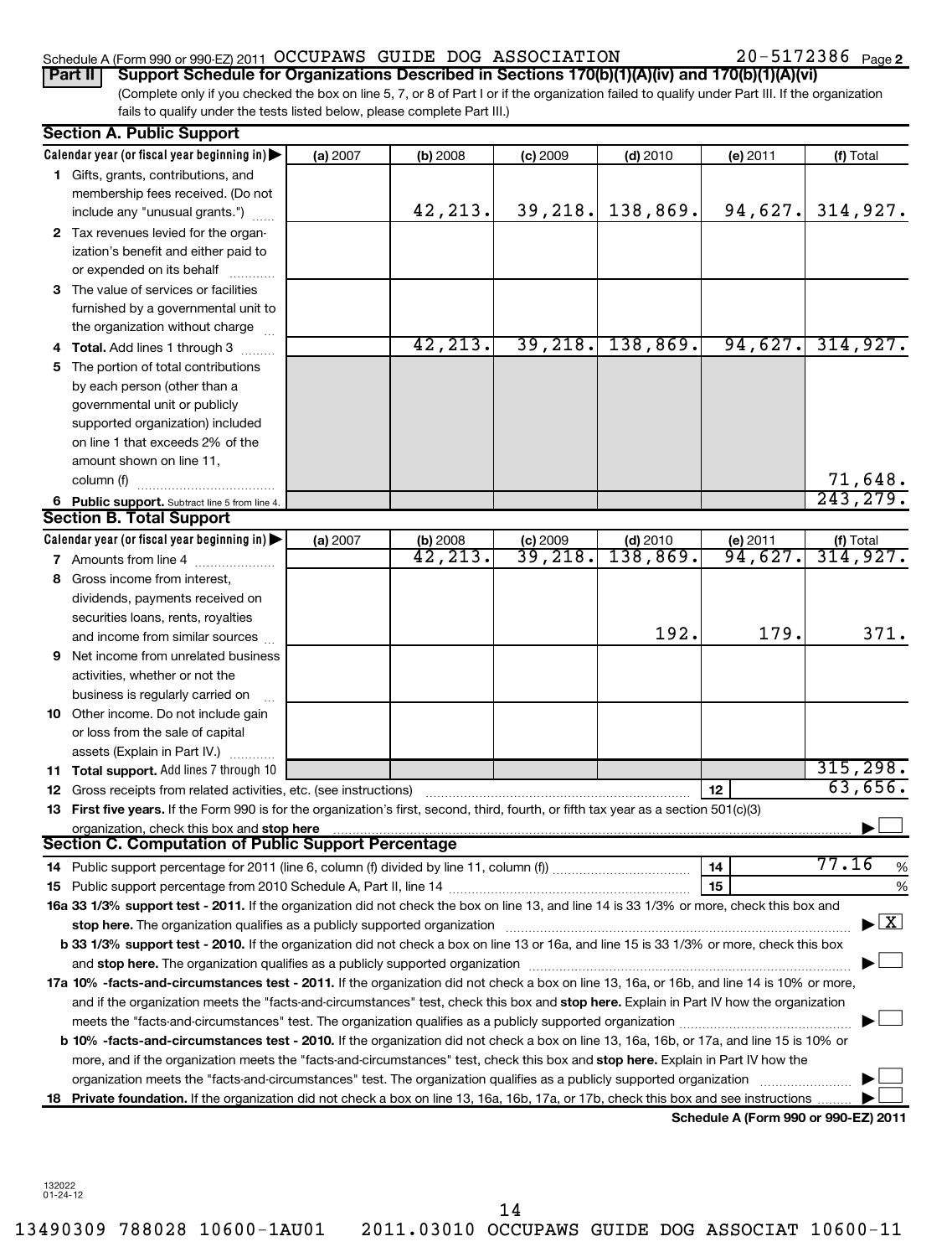Schedule A (Form 990 or 990-EZ) 2011 OCCUPAWS GUIDE DOG ASSOCIATION 20-5172386 Page 2

**Part II Support Schedule for Organizations Described in Sections 170(b)(1)(A)(iv) and 170(b)(1)(A)(vi)**

(Complete only if you checked the box on line 5, 7, or 8 of Part I or if the organization failed to qualify under Part III. If the organization fails to qualify under the tests listed below, please complete Part III.)

**Section A. Public Support**

| Calendar year (or fiscal year beginning in) | (a) 2007 | (b) 2008 | (c) 2009 | (d) 2010 | (e) 2011 | (f) Total |
|---|---|---|---|---|---|---|
| 1 Gifts, grants, contributions, and membership fees received. (Do not include any "unusual grants.") | | 42,213. | 39,218. | 138,869. | 94,627. | 314,927. |
| 2 Tax revenues levied for the organization's benefit and either paid to or expended on its behalf | | | | | | |
| 3 The value of services or facilities furnished by a governmental unit to the organization without charge | | | | | | |
| 4 **Total.** Add lines 1 through 3 | | 42,213. | 39,218. | 138,869. | 94,627. | 314,927. |
| 5 The portion of total contributions by each person (other than a governmental unit or publicly supported organization) included on line 1 that exceeds 2% of the amount shown on line 11, column (f) | | | | | | 71,648. |
| 6 **Public support.** Subtract line 5 from line 4. | | | | | | 243,279. |

**Section B. Total Support**

| Calendar year (or fiscal year beginning in) | (a) 2007 | (b) 2008 | (c) 2009 | (d) 2010 | (e) 2011 | (f) Total |
|---|---|---|---|---|---|---|
| 7 Amounts from line 4 | | 42,213. | 39,218. | 138,869. | 94,627. | 314,927. |
| 8 Gross income from interest, dividends, payments received on securities loans, rents, royalties and income from similar sources | | | | 192. | 179. | 371. |
| 9 Net income from unrelated business activities, whether or not the business is regularly carried on | | | | | | |
| 10 Other income. Do not include gain or loss from the sale of capital assets (Explain in Part IV.) | | | | | | |
| 11 **Total support.** Add lines 7 through 10 | | | | | | 315,298. |
| 12 Gross receipts from related activities, etc. (see instructions) | | | | | 12 | 63,656. |

13 **First five years.** If the Form 990 is for the organization's first, second, third, fourth, or fifth tax year as a section 501(c)(3) organization, check this box and **stop here** ☐

**Section C. Computation of Public Support Percentage**

14 Public support percentage for 2011 (line 6, column (f) divided by line 11, column (f)) — **14** — 77.16 %

15 Public support percentage from 2010 Schedule A, Part II, line 14 — **15** — %

16a **33 1/3% support test - 2011.** If the organization did not check the box on line 13, and line 14 is 33 1/3% or more, check this box and **stop here.** The organization qualifies as a publicly supported organization ☒

b **33 1/3% support test - 2010.** If the organization did not check a box on line 13 or 16a, and line 15 is 33 1/3% or more, check this box and **stop here.** The organization qualifies as a publicly supported organization ☐

17a **10% -facts-and-circumstances test - 2011.** If the organization did not check a box on line 13, 16a, or 16b, and line 14 is 10% or more, and if the organization meets the "facts-and-circumstances" test, check this box and **stop here.** Explain in Part IV how the organization meets the "facts-and-circumstances" test. The organization qualifies as a publicly supported organization ☐

b **10% -facts-and-circumstances test - 2010.** If the organization did not check a box on line 13, 16a, 16b, or 17a, and line 15 is 10% or more, and if the organization meets the "facts-and-circumstances" test, check this box and **stop here.** Explain in Part IV how the organization meets the "facts-and-circumstances" test. The organization qualifies as a publicly supported organization ☐

18 **Private foundation.** If the organization did not check a box on line 13, 16a, 16b, 17a, or 17b, check this box and see instructions ☐

**Schedule A (Form 990 or 990-EZ) 2011**

132022 01-24-12

13490309 788028 10600-1AU01 2011.03010 OCCUPAWS GUIDE DOG ASSOCIAT 10600-11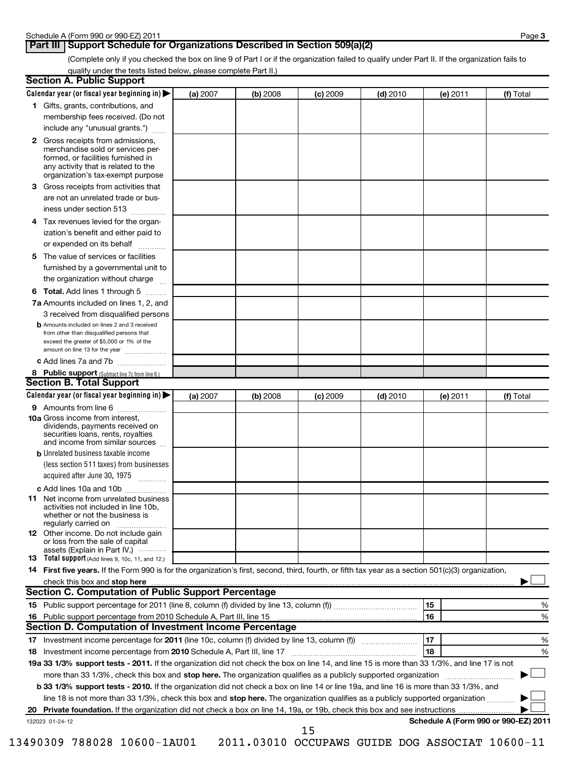## Part III Support Schedule for Organizations Described in Section 509(a)(2)

(Complete only if you checked the box on line 9 of Part I or if the organization failed to qualify under Part II. If the organization fails to qualify under the tests listed below, please complete Part II.)

### Section A. Public Support

| Calendar year (or fiscal year beginning in) ▶ | (a) 2007 | (b) 2008 | (c) 2009 | (d) 2010 | (e) 2011 | (f) Total |
|---|---|---|---|---|---|---|
| **1** Gifts, grants, contributions, and membership fees received. (Do not include any "unusual grants.") | | | | | | |
| **2** Gross receipts from admissions, merchandise sold or services performed, or facilities furnished in any activity that is related to the organization's tax-exempt purpose | | | | | | |
| **3** Gross receipts from activities that are not an unrelated trade or business under section 513 | | | | | | |
| **4** Tax revenues levied for the organization's benefit and either paid to or expended on its behalf | | | | | | |
| **5** The value of services or facilities furnished by a governmental unit to the organization without charge | | | | | | |
| **6 Total.** Add lines 1 through 5 | | | | | | |
| **7a** Amounts included on lines 1, 2, and 3 received from disqualified persons | | | | | | |
| **b** Amounts included on lines 2 and 3 received from other than disqualified persons that exceed the greater of $5,000 or 1% of the amount on line 13 for the year | | | | | | |
| **c** Add lines 7a and 7b | | | | | | |
| **8 Public support** (Subtract line 7c from line 6.) | | | | | | |

### Section B. Total Support

| Calendar year (or fiscal year beginning in) ▶ | (a) 2007 | (b) 2008 | (c) 2009 | (d) 2010 | (e) 2011 | (f) Total |
|---|---|---|---|---|---|---|
| **9** Amounts from line 6 | | | | | | |
| **10a** Gross income from interest, dividends, payments received on securities loans, rents, royalties and income from similar sources | | | | | | |
| **b** Unrelated business taxable income (less section 511 taxes) from businesses acquired after June 30, 1975 | | | | | | |
| **c** Add lines 10a and 10b | | | | | | |
| **11** Net income from unrelated business activities not included in line 10b, whether or not the business is regularly carried on | | | | | | |
| **12** Other income. Do not include gain or loss from the sale of capital assets (Explain in Part IV.) | | | | | | |
| **13 Total support** (Add lines 9, 10c, 11, and 12.) | | | | | | |

**14 First five years.** If the Form 990 is for the organization's first, second, third, fourth, or fifth tax year as a section 501(c)(3) organization, check this box and **stop here** ▶ ☐

### Section C. Computation of Public Support Percentage

| | | | |
|---|---|---|---|
| **15** | Public support percentage for 2011 (line 8, column (f) divided by line 13, column (f)) | 15 | % |
| **16** | Public support percentage from 2010 Schedule A, Part III, line 15 | 16 | % |

### Section D. Computation of Investment Income Percentage

| | | | |
|---|---|---|---|
| **17** | Investment income percentage for **2011** (line 10c, column (f) divided by line 13, column (f)) | 17 | % |
| **18** | Investment income percentage from **2010** Schedule A, Part III, line 17 | 18 | % |

**19a 33 1/3% support tests - 2011.** If the organization did not check the box on line 14, and line 15 is more than 33 1/3%, and line 17 is not more than 33 1/3%, check this box and **stop here.** The organization qualifies as a publicly supported organization ▶ ☐

**b 33 1/3% support tests - 2010.** If the organization did not check a box on line 14 or line 19a, and line 16 is more than 33 1/3%, and line 18 is not more than 33 1/3%, check this box and **stop here.** The organization qualifies as a publicly supported organization ▶ ☐

**20 Private foundation.** If the organization did not check a box on line 14, 19a, or 19b, check this box and see instructions ▶ ☐

132023 01-24-12 **Schedule A (Form 990 or 990-EZ) 2011**

13490309 788028 10600-1AU01 2011.03010 OCCUPAWS GUIDE DOG ASSOCIAT 10600-11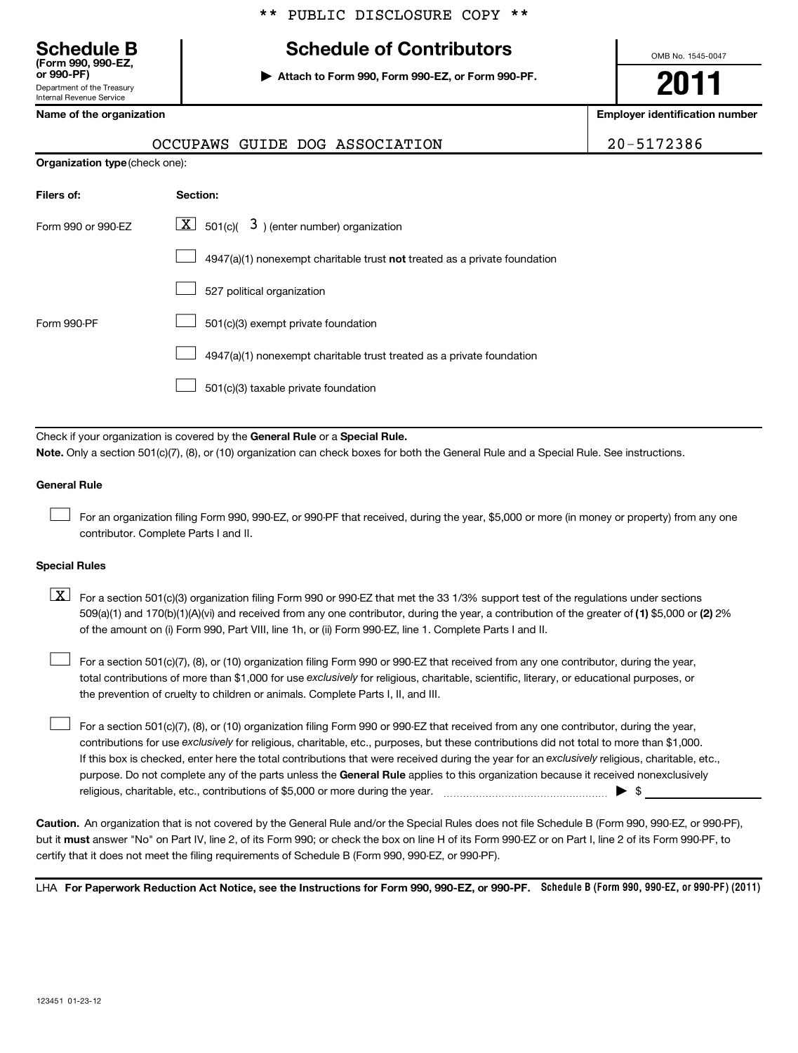** PUBLIC DISCLOSURE COPY **

# Schedule B

**(Form 990, 990-EZ, or 990-PF)**
Department of the Treasury
Internal Revenue Service

## Schedule of Contributors

▶ **Attach to Form 990, Form 990-EZ, or Form 990-PF.**

OMB No. 1545-0047

**2011**

| **Name of the organization** | **Employer identification number** |
|---|---|
| OCCUPAWS GUIDE DOG ASSOCIATION | 20-5172386 |

**Organization type** (check one):

| **Filers of:** | **Section:** |
|---|---|
| Form 990 or 990-EZ | [X] 501(c)( 3 ) (enter number) organization |
| | [ ] 4947(a)(1) nonexempt charitable trust **not** treated as a private foundation |
| | [ ] 527 political organization |
| Form 990-PF | [ ] 501(c)(3) exempt private foundation |
| | [ ] 4947(a)(1) nonexempt charitable trust treated as a private foundation |
| | [ ] 501(c)(3) taxable private foundation |

Check if your organization is covered by the **General Rule** or a **Special Rule.**

**Note.** Only a section 501(c)(7), (8), or (10) organization can check boxes for both the General Rule and a Special Rule. See instructions.

**General Rule**

[ ] For an organization filing Form 990, 990-EZ, or 990-PF that received, during the year, $5,000 or more (in money or property) from any one contributor. Complete Parts I and II.

**Special Rules**

[X] For a section 501(c)(3) organization filing Form 990 or 990-EZ that met the 33 1/3% support test of the regulations under sections 509(a)(1) and 170(b)(1)(A)(vi) and received from any one contributor, during the year, a contribution of the greater of **(1)** $5,000 or **(2)** 2% of the amount on (i) Form 990, Part VIII, line 1h, or (ii) Form 990-EZ, line 1. Complete Parts I and II.

[ ] For a section 501(c)(7), (8), or (10) organization filing Form 990 or 990-EZ that received from any one contributor, during the year, total contributions of more than $1,000 for use *exclusively* for religious, charitable, scientific, literary, or educational purposes, or the prevention of cruelty to children or animals. Complete Parts I, II, and III.

[ ] For a section 501(c)(7), (8), or (10) organization filing Form 990 or 990-EZ that received from any one contributor, during the year, contributions for use *exclusively* for religious, charitable, etc., purposes, but these contributions did not total to more than $1,000. If this box is checked, enter here the total contributions that were received during the year for an *exclusively* religious, charitable, etc., purpose. Do not complete any of the parts unless the **General Rule** applies to this organization because it received nonexclusively religious, charitable, etc., contributions of $5,000 or more during the year. .................................................. ▶ $ ____________

**Caution.** An organization that is not covered by the General Rule and/or the Special Rules does not file Schedule B (Form 990, 990-EZ, or 990-PF), but it **must** answer "No" on Part IV, line 2, of its Form 990; or check the box on line H of its Form 990-EZ or on Part I, line 2 of its Form 990-PF, to certify that it does not meet the filing requirements of Schedule B (Form 990, 990-EZ, or 990-PF).

LHA **For Paperwork Reduction Act Notice, see the Instructions for Form 990, 990-EZ, or 990-PF.** **Schedule B (Form 990, 990-EZ, or 990-PF) (2011)**

123451 01-23-12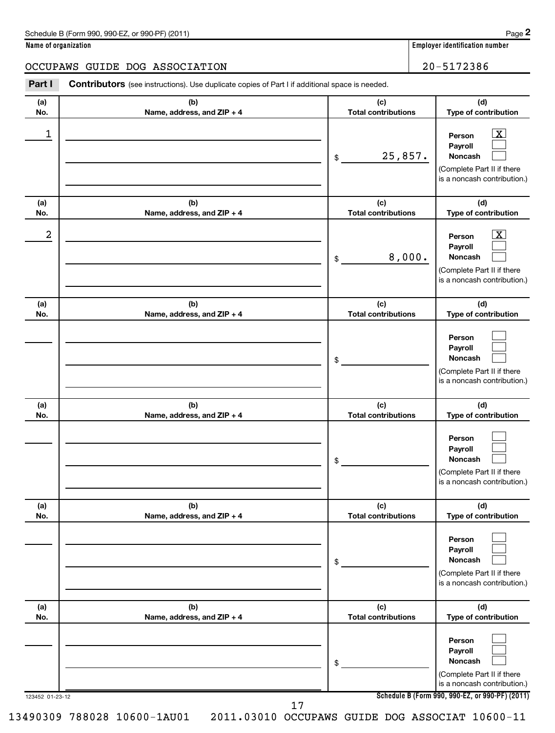Schedule B (Form 990, 990-EZ, or 990-PF) (2011)

**Name of organization**

OCCUPAWS GUIDE DOG ASSOCIATION

**Employer identification number**

20-5172386

**Part I** **Contributors** (see instructions). Use duplicate copies of Part I if additional space is needed.

| (a) No. | (b) Name, address, and ZIP + 4 | (c) Total contributions | (d) Type of contribution |
|---|---|---|---|
| 1 | | $ 25,857. | Person [X] Payroll [ ] Noncash [ ] (Complete Part II if there is a noncash contribution.) |
| 2 | | $ 8,000. | Person [X] Payroll [ ] Noncash [ ] (Complete Part II if there is a noncash contribution.) |
| | | $ | Person [ ] Payroll [ ] Noncash [ ] (Complete Part II if there is a noncash contribution.) |
| | | $ | Person [ ] Payroll [ ] Noncash [ ] (Complete Part II if there is a noncash contribution.) |
| | | $ | Person [ ] Payroll [ ] Noncash [ ] (Complete Part II if there is a noncash contribution.) |
| | | $ | Person [ ] Payroll [ ] Noncash [ ] (Complete Part II if there is a noncash contribution.) |

123452 01-23-12

**Schedule B (Form 990, 990-EZ, or 990-PF) (2011)**

13490309 788028 10600-1AU01 2011.03010 OCCUPAWS GUIDE DOG ASSOCIAT 10600-11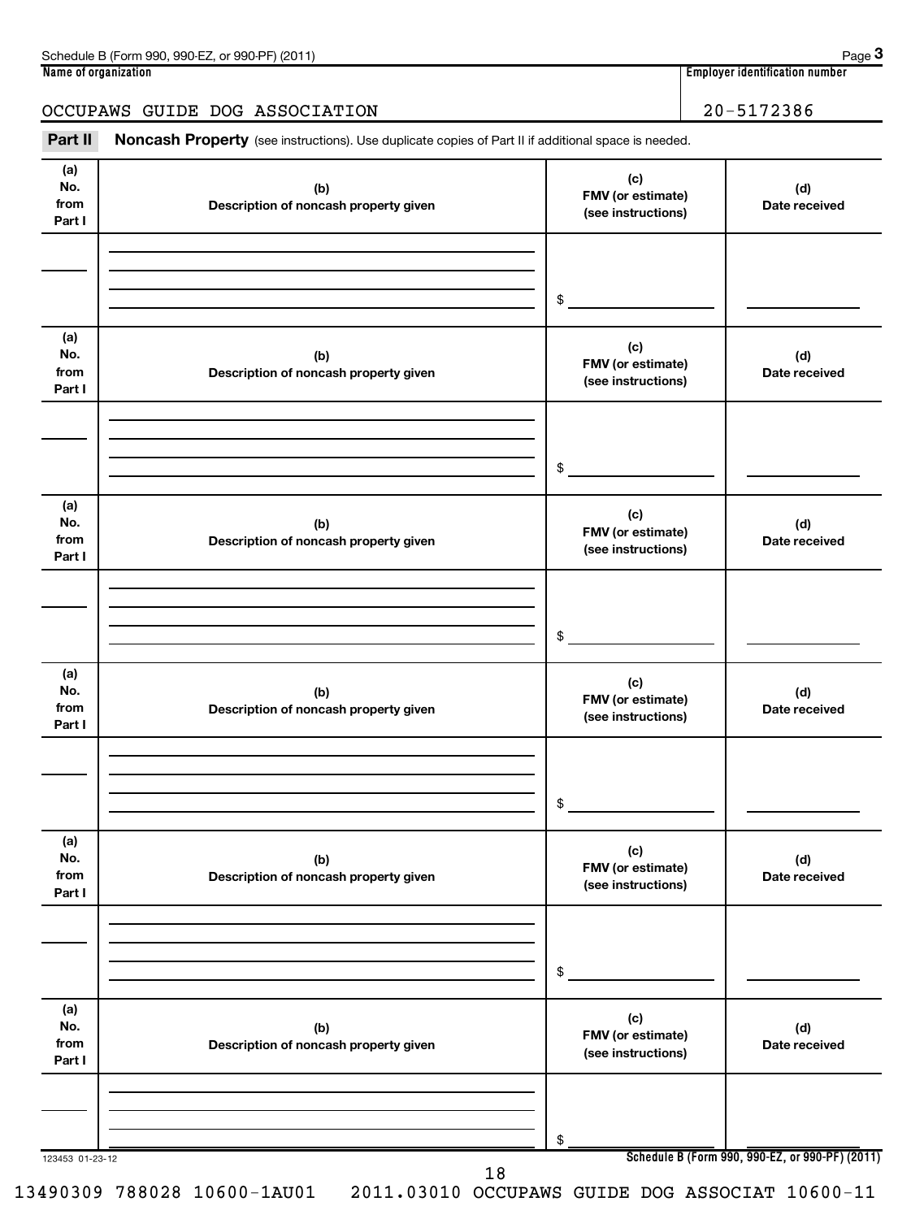Name of organization: OCCUPAWS GUIDE DOG ASSOCIATION

Employer identification number: 20-5172386

**Part II** **Noncash Property** (see instructions). Use duplicate copies of Part II if additional space is needed.

| (a) No. from Part I | (b) Description of noncash property given | (c) FMV (or estimate) (see instructions) | (d) Date received |
|---|---|---|---|
| | | $ | |

| (a) No. from Part I | (b) Description of noncash property given | (c) FMV (or estimate) (see instructions) | (d) Date received |
|---|---|---|---|
| | | $ | |

| (a) No. from Part I | (b) Description of noncash property given | (c) FMV (or estimate) (see instructions) | (d) Date received |
|---|---|---|---|
| | | $ | |

| (a) No. from Part I | (b) Description of noncash property given | (c) FMV (or estimate) (see instructions) | (d) Date received |
|---|---|---|---|
| | | $ | |

| (a) No. from Part I | (b) Description of noncash property given | (c) FMV (or estimate) (see instructions) | (d) Date received |
|---|---|---|---|
| | | $ | |

| (a) No. from Part I | (b) Description of noncash property given | (c) FMV (or estimate) (see instructions) | (d) Date received |
|---|---|---|---|
| | | $ | |

123453 01-23-12

13490309 788028 10600-1AU01 2011.03010 OCCUPAWS GUIDE DOG ASSOCIAT 10600-11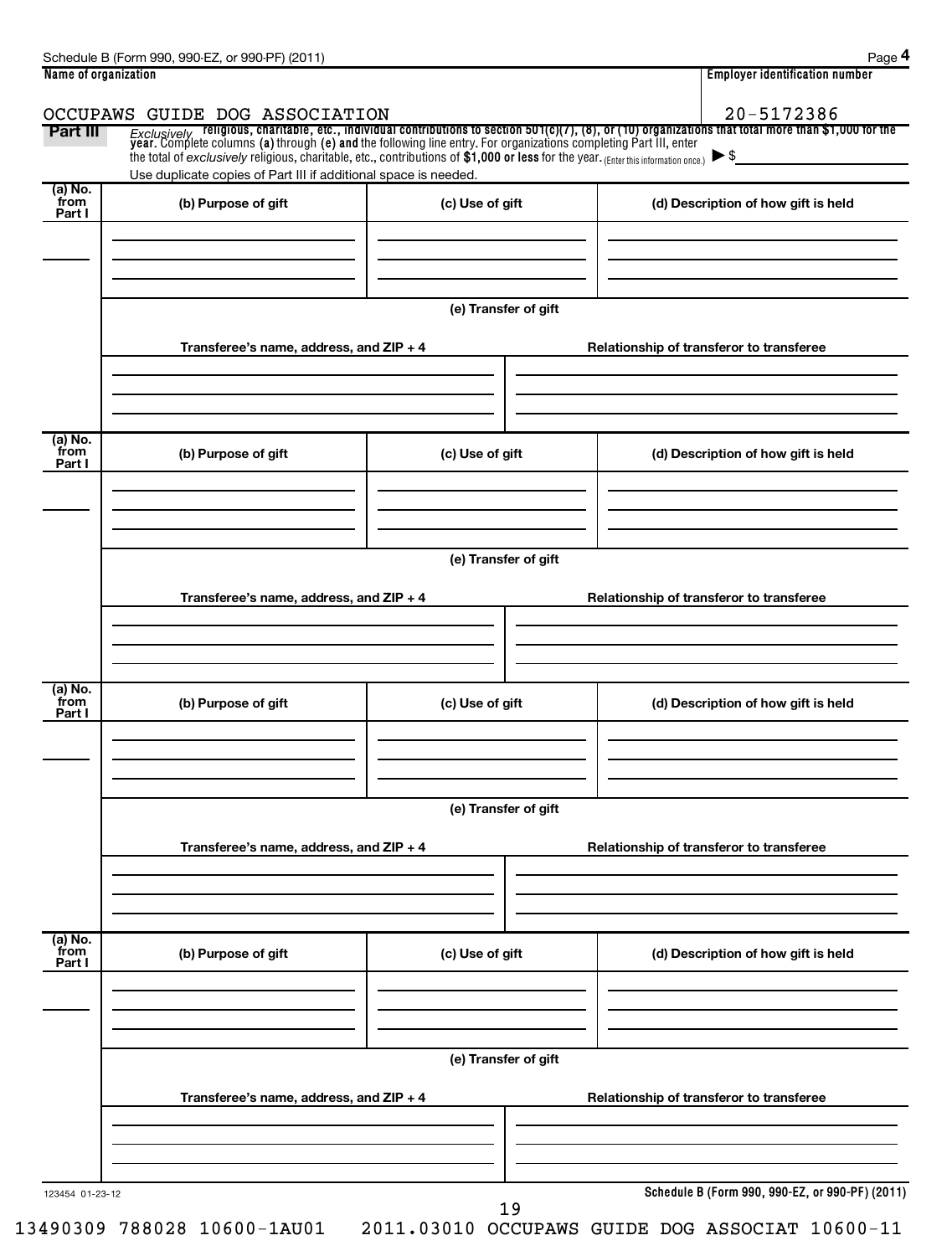Name of organization: OCCUPAWS GUIDE DOG ASSOCIATION

Employer identification number: 20-5172386

## Part III

*Exclusively* **religious, charitable, etc., individual contributions to section 501(c)(7), (8), or (10) organizations that total more than $1,000 for the year.** Complete columns **(a)** through **(e) and** the following line entry. For organizations completing Part III, enter the total of *exclusively* religious, charitable, etc., contributions of **$1,000 or less** for the year. (Enter this information once.) ▶ $

Use duplicate copies of Part III if additional space is needed.

| (a) No. from Part I | (b) Purpose of gift | (c) Use of gift | (d) Description of how gift is held |
|---|---|---|---|
| | | | |

**(e) Transfer of gift**

| Transferee's name, address, and ZIP + 4 | Relationship of transferor to transferee |
|---|---|
| | |

| (a) No. from Part I | (b) Purpose of gift | (c) Use of gift | (d) Description of how gift is held |
|---|---|---|---|
| | | | |

**(e) Transfer of gift**

| Transferee's name, address, and ZIP + 4 | Relationship of transferor to transferee |
|---|---|
| | |

| (a) No. from Part I | (b) Purpose of gift | (c) Use of gift | (d) Description of how gift is held |
|---|---|---|---|
| | | | |

**(e) Transfer of gift**

| Transferee's name, address, and ZIP + 4 | Relationship of transferor to transferee |
|---|---|
| | |

| (a) No. from Part I | (b) Purpose of gift | (c) Use of gift | (d) Description of how gift is held |
|---|---|---|---|
| | | | |

**(e) Transfer of gift**

| Transferee's name, address, and ZIP + 4 | Relationship of transferor to transferee |
|---|---|
| | |

123454 01-23-12

13490309 788028 10600-1AU01 2011.03010 OCCUPAWS GUIDE DOG ASSOCIAT 10600-11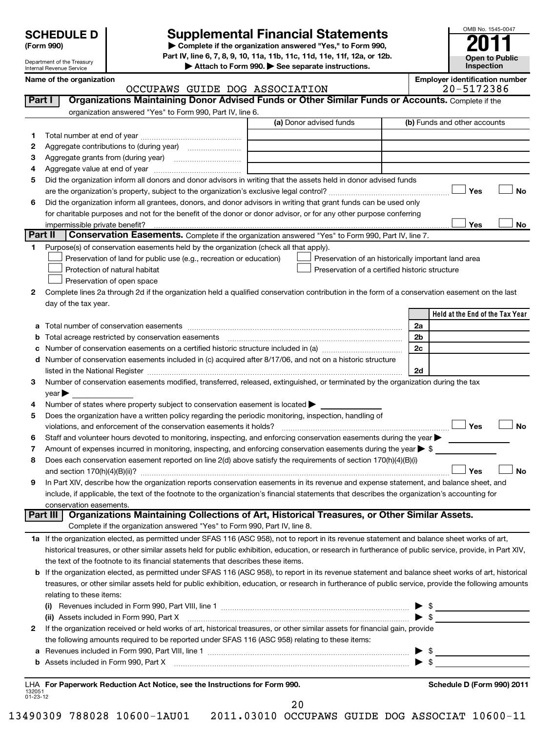**SCHEDULE D** (Form 990)

Department of the Treasury
Internal Revenue Service

# Supplemental Financial Statements

▶ Complete if the organization answered "Yes," to Form 990, Part IV, line 6, 7, 8, 9, 10, 11a, 11b, 11c, 11d, 11e, 11f, 12a, or 12b.
▶ Attach to Form 990. ▶ See separate instructions.

OMB No. 1545-0047

**2011**

**Open to Public Inspection**

**Name of the organization:** OCCUPAWS GUIDE DOG ASSOCIATION

**Employer identification number:** 20-5172386

## Part I Organizations Maintaining Donor Advised Funds or Other Similar Funds or Accounts.

Complete if the organization answered "Yes" to Form 990, Part IV, line 6.

| | | (a) Donor advised funds | (b) Funds and other accounts |
|---|---|---|---|
| 1 | Total number at end of year | | |
| 2 | Aggregate contributions to (during year) | | |
| 3 | Aggregate grants from (during year) | | |
| 4 | Aggregate value at end of year | | |

5 Did the organization inform all donors and donor advisors in writing that the assets held in donor advised funds are the organization's property, subject to the organization's exclusive legal control? ☐ Yes ☐ No

6 Did the organization inform all grantees, donors, and donor advisors in writing that grant funds can be used only for charitable purposes and not for the benefit of the donor or donor advisor, or for any other purpose conferring impermissible private benefit? ☐ Yes ☐ No

## Part II Conservation Easements.

Complete if the organization answered "Yes" to Form 990, Part IV, line 7.

1 Purpose(s) of conservation easements held by the organization (check all that apply).

- ☐ Preservation of land for public use (e.g., recreation or education)
- ☐ Preservation of an historically important land area
- ☐ Protection of natural habitat
- ☐ Preservation of a certified historic structure
- ☐ Preservation of open space

2 Complete lines 2a through 2d if the organization held a qualified conservation contribution in the form of a conservation easement on the last day of the tax year.

| | | | Held at the End of the Tax Year |
|---|---|---|---|
| a | Total number of conservation easements | 2a | |
| b | Total acreage restricted by conservation easements | 2b | |
| c | Number of conservation easements on a certified historic structure included in (a) | 2c | |
| d | Number of conservation easements included in (c) acquired after 8/17/06, and not on a historic structure listed in the National Register | 2d | |

3 Number of conservation easements modified, transferred, released, extinguished, or terminated by the organization during the tax year ▶

4 Number of states where property subject to conservation easement is located ▶

5 Does the organization have a written policy regarding the periodic monitoring, inspection, handling of violations, and enforcement of the conservation easements it holds? ☐ Yes ☐ No

6 Staff and volunteer hours devoted to monitoring, inspecting, and enforcing conservation easements during the year ▶

7 Amount of expenses incurred in monitoring, inspecting, and enforcing conservation easements during the year ▶ $

8 Does each conservation easement reported on line 2(d) above satisfy the requirements of section 170(h)(4)(B)(i) and section 170(h)(4)(B)(ii)? ☐ Yes ☐ No

9 In Part XIV, describe how the organization reports conservation easements in its revenue and expense statement, and balance sheet, and include, if applicable, the text of the footnote to the organization's financial statements that describes the organization's accounting for conservation easements.

## Part III Organizations Maintaining Collections of Art, Historical Treasures, or Other Similar Assets.

Complete if the organization answered "Yes" to Form 990, Part IV, line 8.

1a If the organization elected, as permitted under SFAS 116 (ASC 958), not to report in its revenue statement and balance sheet works of art, historical treasures, or other similar assets held for public exhibition, education, or research in furtherance of public service, provide, in Part XIV, the text of the footnote to its financial statements that describes these items.

b If the organization elected, as permitted under SFAS 116 (ASC 958), to report in its revenue statement and balance sheet works of art, historical treasures, or other similar assets held for public exhibition, education, or research in furtherance of public service, provide the following amounts relating to these items:

(i) Revenues included in Form 990, Part VIII, line 1 ▶ $

(ii) Assets included in Form 990, Part X ▶ $

2 If the organization received or held works of art, historical treasures, or other similar assets for financial gain, provide the following amounts required to be reported under SFAS 116 (ASC 958) relating to these items:

a Revenues included in Form 990, Part VIII, line 1 ▶ $

b Assets included in Form 990, Part X ▶ $

LHA For Paperwork Reduction Act Notice, see the Instructions for Form 990.

Schedule D (Form 990) 2011

132051 01-23-12

13490309 788028 10600-1AU01 2011.03010 OCCUPAWS GUIDE DOG ASSOCIAT 10600-11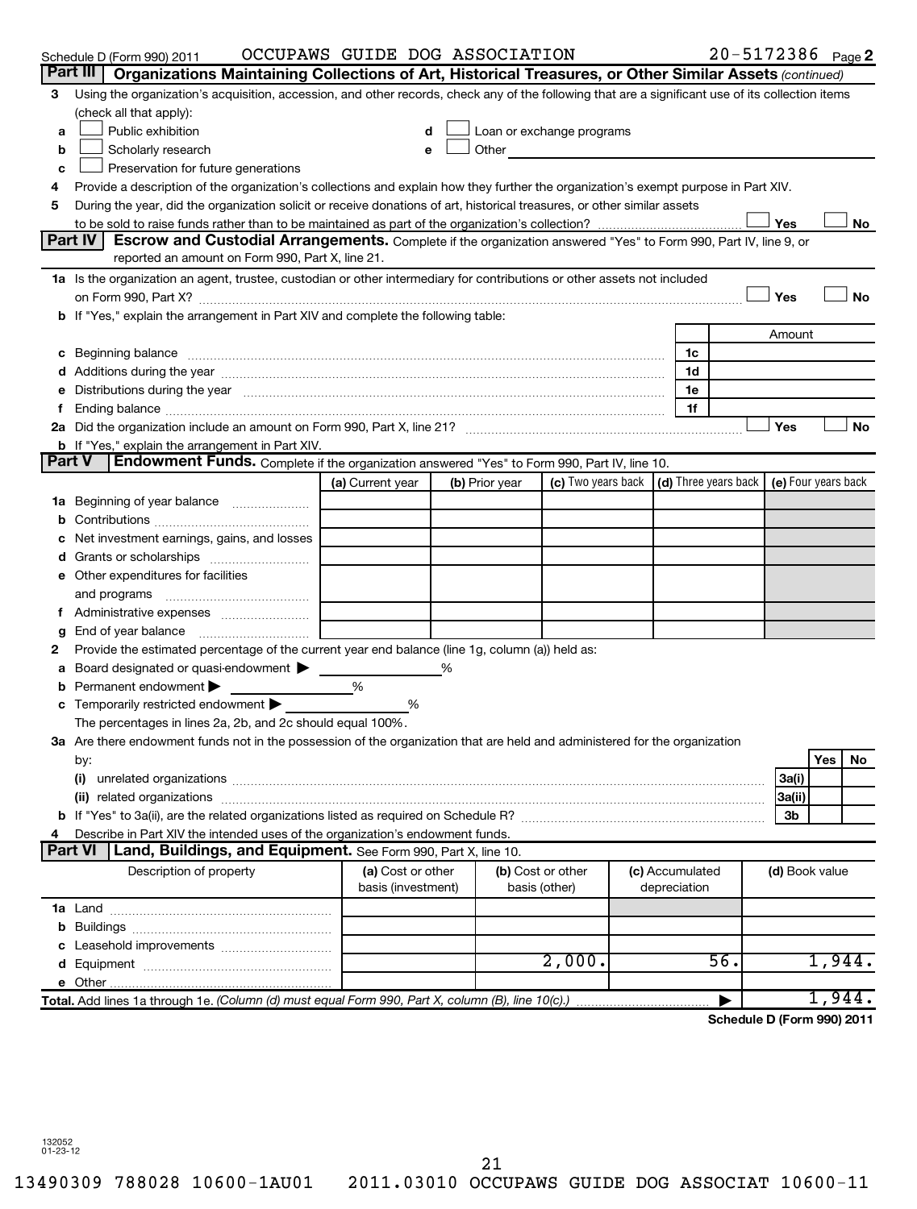Schedule D (Form 990) 2011 OCCUPAWS GUIDE DOG ASSOCIATION 20-5172386 Page 2

## Part III Organizations Maintaining Collections of Art, Historical Treasures, or Other Similar Assets (continued)

3 Using the organization's acquisition, accession, and other records, check any of the following that are a significant use of its collection items (check all that apply):

a ☐ Public exhibition  d ☐ Loan or exchange programs
b ☐ Scholarly research  e ☐ Other
c ☐ Preservation for future generations

4 Provide a description of the organization's collections and explain how they further the organization's exempt purpose in Part XIV.

5 During the year, did the organization solicit or receive donations of art, historical treasures, or other similar assets to be sold to raise funds rather than to be maintained as part of the organization's collection? ☐ Yes ☐ No

## Part IV Escrow and Custodial Arrangements.

Complete if the organization answered "Yes" to Form 990, Part IV, line 9, or reported an amount on Form 990, Part X, line 21.

1a Is the organization an agent, trustee, custodian or other intermediary for contributions or other assets not included on Form 990, Part X? ☐ Yes ☐ No

b If "Yes," explain the arrangement in Part XIV and complete the following table:

| | | Amount |
|---|---|---|
| c Beginning balance | 1c | |
| d Additions during the year | 1d | |
| e Distributions during the year | 1e | |
| f Ending balance | 1f | |

2a Did the organization include an amount on Form 990, Part X, line 21? ☐ Yes ☐ No

b If "Yes," explain the arrangement in Part XIV.

## Part V Endowment Funds.

Complete if the organization answered "Yes" to Form 990, Part IV, line 10.

| | (a) Current year | (b) Prior year | (c) Two years back | (d) Three years back | (e) Four years back |
|---|---|---|---|---|---|
| 1a Beginning of year balance | | | | | |
| b Contributions | | | | | |
| c Net investment earnings, gains, and losses | | | | | |
| d Grants or scholarships | | | | | |
| e Other expenditures for facilities and programs | | | | | |
| f Administrative expenses | | | | | |
| g End of year balance | | | | | |

2 Provide the estimated percentage of the current year end balance (line 1g, column (a)) held as:

a Board designated or quasi-endowment ▶ %
b Permanent endowment ▶ %
c Temporarily restricted endowment ▶ %

The percentages in lines 2a, 2b, and 2c should equal 100%.

3a Are there endowment funds not in the possession of the organization that are held and administered for the organization by:

| | | Yes | No |
|---|---|---|---|
| (i) unrelated organizations | 3a(i) | | |
| (ii) related organizations | 3a(ii) | | |
| b If "Yes" to 3a(ii), are the related organizations listed as required on Schedule R? | 3b | | |

4 Describe in Part XIV the intended uses of the organization's endowment funds.

## Part VI Land, Buildings, and Equipment.

See Form 990, Part X, line 10.

| Description of property | (a) Cost or other basis (investment) | (b) Cost or other basis (other) | (c) Accumulated depreciation | (d) Book value |
|---|---|---|---|---|
| 1a Land | | | | |
| b Buildings | | | | |
| c Leasehold improvements | | | | |
| d Equipment | | 2,000. | 56. | 1,944. |
| e Other | | | | |
| **Total.** Add lines 1a through 1e. *(Column (d) must equal Form 990, Part X, column (B), line 10(c).)* | | | ▶ | 1,944. |

**Schedule D (Form 990) 2011**

132052
01-23-12

13490309 788028 10600-1AU01 2011.03010 OCCUPAWS GUIDE DOG ASSOCIAT 10600-11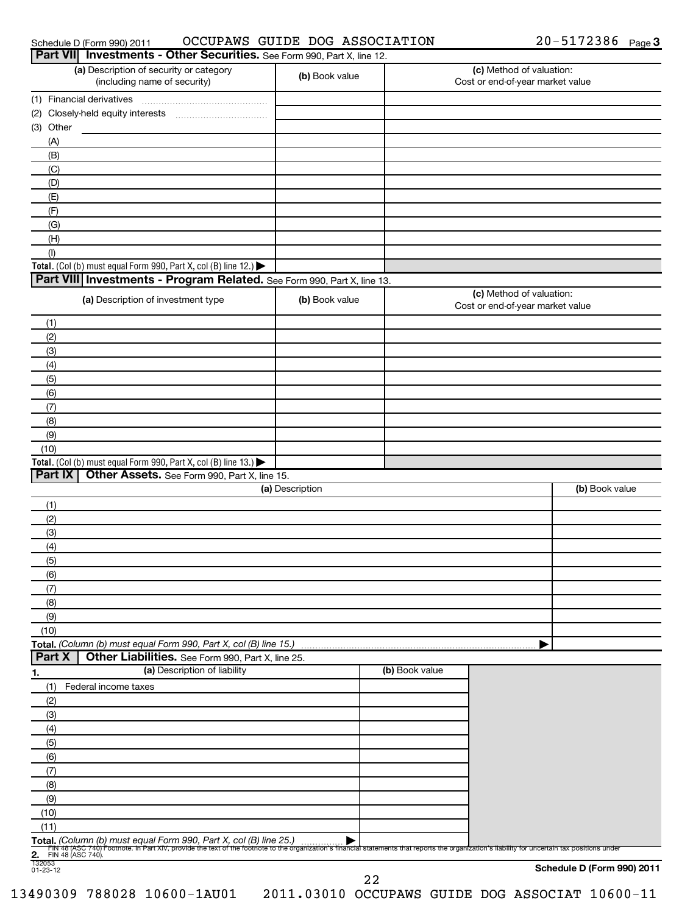## Part VII Investments - Other Securities. See Form 990, Part X, line 12.

| (a) Description of security or category (including name of security) | (b) Book value | (c) Method of valuation: Cost or end-of-year market value |
|---|---|---|
| (1) Financial derivatives | | |
| (2) Closely-held equity interests | | |
| (3) Other | | |
| (A) | | |
| (B) | | |
| (C) | | |
| (D) | | |
| (E) | | |
| (F) | | |
| (G) | | |
| (H) | | |
| (I) | | |
| **Total.** (Col (b) must equal Form 990, Part X, col (B) line 12.) ▶ | | |

## Part VIII Investments - Program Related. See Form 990, Part X, line 13.

| (a) Description of investment type | (b) Book value | (c) Method of valuation: Cost or end-of-year market value |
|---|---|---|
| (1) | | |
| (2) | | |
| (3) | | |
| (4) | | |
| (5) | | |
| (6) | | |
| (7) | | |
| (8) | | |
| (9) | | |
| (10) | | |
| **Total.** (Col (b) must equal Form 990, Part X, col (B) line 13.) ▶ | | |

## Part IX Other Assets. See Form 990, Part X, line 15.

| (a) Description | (b) Book value |
|---|---|
| (1) | |
| (2) | |
| (3) | |
| (4) | |
| (5) | |
| (6) | |
| (7) | |
| (8) | |
| (9) | |
| (10) | |
| **Total.** *(Column (b) must equal Form 990, Part X, col (B) line 15.)* ▶ | |

## Part X Other Liabilities. See Form 990, Part X, line 25.

| 1. (a) Description of liability | (b) Book value |
|---|---|
| (1) Federal income taxes | |
| (2) | |
| (3) | |
| (4) | |
| (5) | |
| (6) | |
| (7) | |
| (8) | |
| (9) | |
| (10) | |
| (11) | |
| **Total.** *(Column (b) must equal Form 990, Part X, col (B) line 25.)* ▶ | |

**2.** FIN 48 (ASC 740) Footnote. In Part XIV, provide the text of the footnote to the organization's financial statements that reports the organization's liability for uncertain tax positions under FIN 48 (ASC 740).

**Schedule D (Form 990) 2011**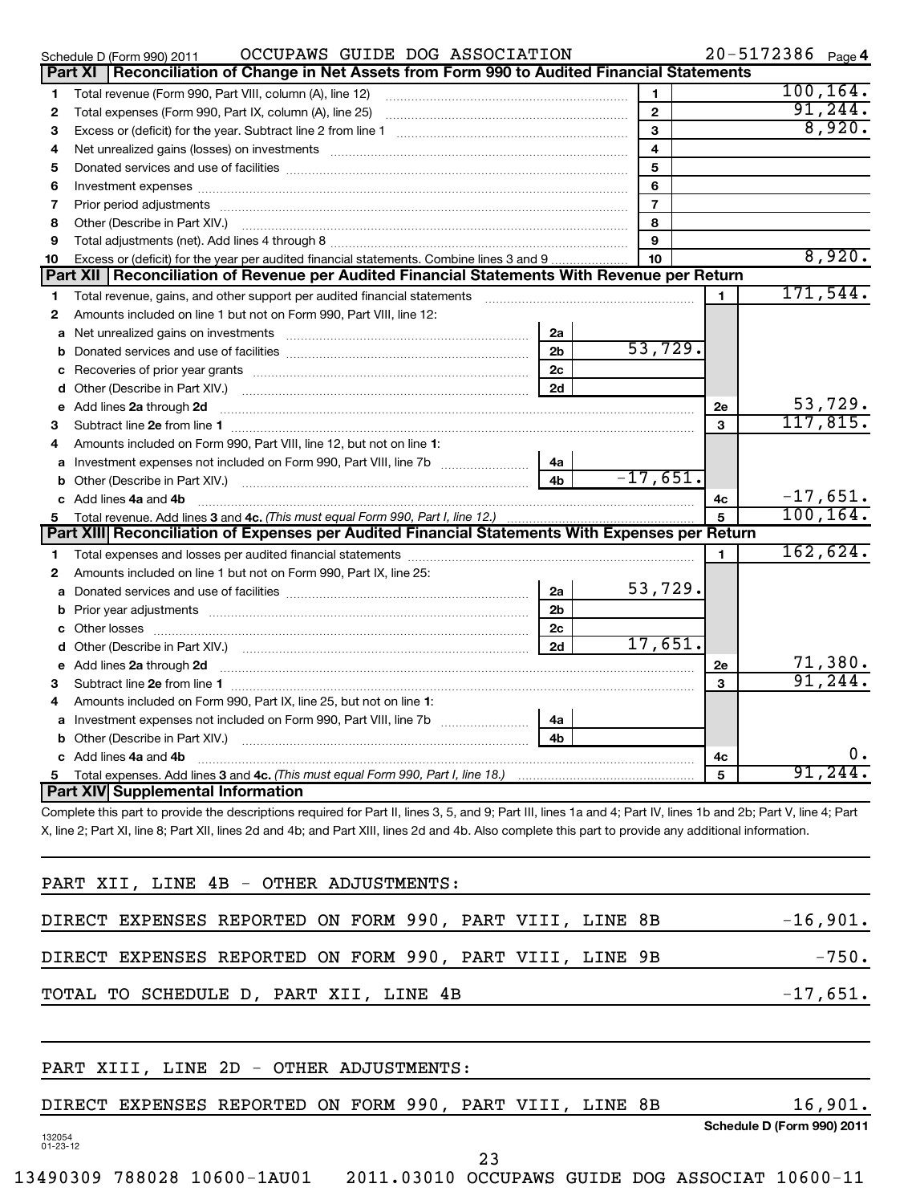Schedule D (Form 990) 2011 OCCUPAWS GUIDE DOG ASSOCIATION 20-5172386 Page 4

## Part XI Reconciliation of Change in Net Assets from Form 990 to Audited Financial Statements

| | | | |
|---|---|---|---|
| 1 | Total revenue (Form 990, Part VIII, column (A), line 12) | 1 | 100,164. |
| 2 | Total expenses (Form 990, Part IX, column (A), line 25) | 2 | 91,244. |
| 3 | Excess or (deficit) for the year. Subtract line 2 from line 1 | 3 | 8,920. |
| 4 | Net unrealized gains (losses) on investments | 4 | |
| 5 | Donated services and use of facilities | 5 | |
| 6 | Investment expenses | 6 | |
| 7 | Prior period adjustments | 7 | |
| 8 | Other (Describe in Part XIV.) | 8 | |
| 9 | Total adjustments (net). Add lines 4 through 8 | 9 | |
| 10 | Excess or (deficit) for the year per audited financial statements. Combine lines 3 and 9 | 10 | 8,920. |

## Part XII Reconciliation of Revenue per Audited Financial Statements With Revenue per Return

| | | | | | |
|---|---|---|---|---|---|
| 1 | Total revenue, gains, and other support per audited financial statements | | | 1 | 171,544. |
| 2 | Amounts included on line 1 but not on Form 990, Part VIII, line 12: | | | | |
| a | Net unrealized gains on investments | 2a | | | |
| b | Donated services and use of facilities | 2b | 53,729. | | |
| c | Recoveries of prior year grants | 2c | | | |
| d | Other (Describe in Part XIV.) | 2d | | | |
| e | Add lines **2a** through **2d** | | | 2e | 53,729. |
| 3 | Subtract line **2e** from line **1** | | | 3 | 117,815. |
| 4 | Amounts included on Form 990, Part VIII, line 12, but not on line **1**: | | | | |
| a | Investment expenses not included on Form 990, Part VIII, line 7b | 4a | | | |
| b | Other (Describe in Part XIV.) | 4b | -17,651. | | |
| c | Add lines **4a** and **4b** | | | 4c | -17,651. |
| 5 | Total revenue. Add lines **3** and **4c.** *(This must equal Form 990, Part I, line 12.)* | | | 5 | 100,164. |

## Part XIII Reconciliation of Expenses per Audited Financial Statements With Expenses per Return

| | | | | | |
|---|---|---|---|---|---|
| 1 | Total expenses and losses per audited financial statements | | | 1 | 162,624. |
| 2 | Amounts included on line 1 but not on Form 990, Part IX, line 25: | | | | |
| a | Donated services and use of facilities | 2a | 53,729. | | |
| b | Prior year adjustments | 2b | | | |
| c | Other losses | 2c | | | |
| d | Other (Describe in Part XIV.) | 2d | 17,651. | | |
| e | Add lines **2a** through **2d** | | | 2e | 71,380. |
| 3 | Subtract line **2e** from line **1** | | | 3 | 91,244. |
| 4 | Amounts included on Form 990, Part IX, line 25, but not on line **1**: | | | | |
| a | Investment expenses not included on Form 990, Part VIII, line 7b | 4a | | | |
| b | Other (Describe in Part XIV.) | 4b | | | |
| c | Add lines **4a** and **4b** | | | 4c | 0. |
| 5 | Total expenses. Add lines **3** and **4c.** *(This must equal Form 990, Part I, line 18.)* | | | 5 | 91,244. |

## Part XIV Supplemental Information

Complete this part to provide the descriptions required for Part II, lines 3, 5, and 9; Part III, lines 1a and 4; Part IV, lines 1b and 2b; Part V, line 4; Part X, line 2; Part XI, line 8; Part XII, lines 2d and 4b; and Part XIII, lines 2d and 4b. Also complete this part to provide any additional information.

PART XII, LINE 4B - OTHER ADJUSTMENTS:

| | |
|---|---|
| DIRECT EXPENSES REPORTED ON FORM 990, PART VIII, LINE 8B | -16,901. |
| DIRECT EXPENSES REPORTED ON FORM 990, PART VIII, LINE 9B | -750. |
| TOTAL TO SCHEDULE D, PART XII, LINE 4B | -17,651. |

PART XIII, LINE 2D - OTHER ADJUSTMENTS:

| | |
|---|---|
| DIRECT EXPENSES REPORTED ON FORM 990, PART VIII, LINE 8B | 16,901. |

Schedule D (Form 990) 2011

132054 01-23-12

13490309 788028 10600-1AU01 2011.03010 OCCUPAWS GUIDE DOG ASSOCIAT 10600-11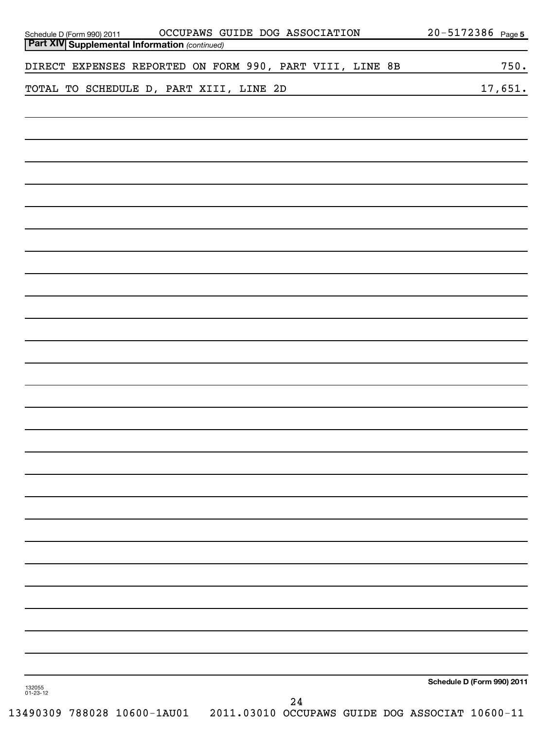## Part XIV Supplemental Information *(continued)*

| | |
|---|---|
| DIRECT EXPENSES REPORTED ON FORM 990, PART VIII, LINE 8B | 750. |
| TOTAL TO SCHEDULE D, PART XIII, LINE 2D | 17,651. |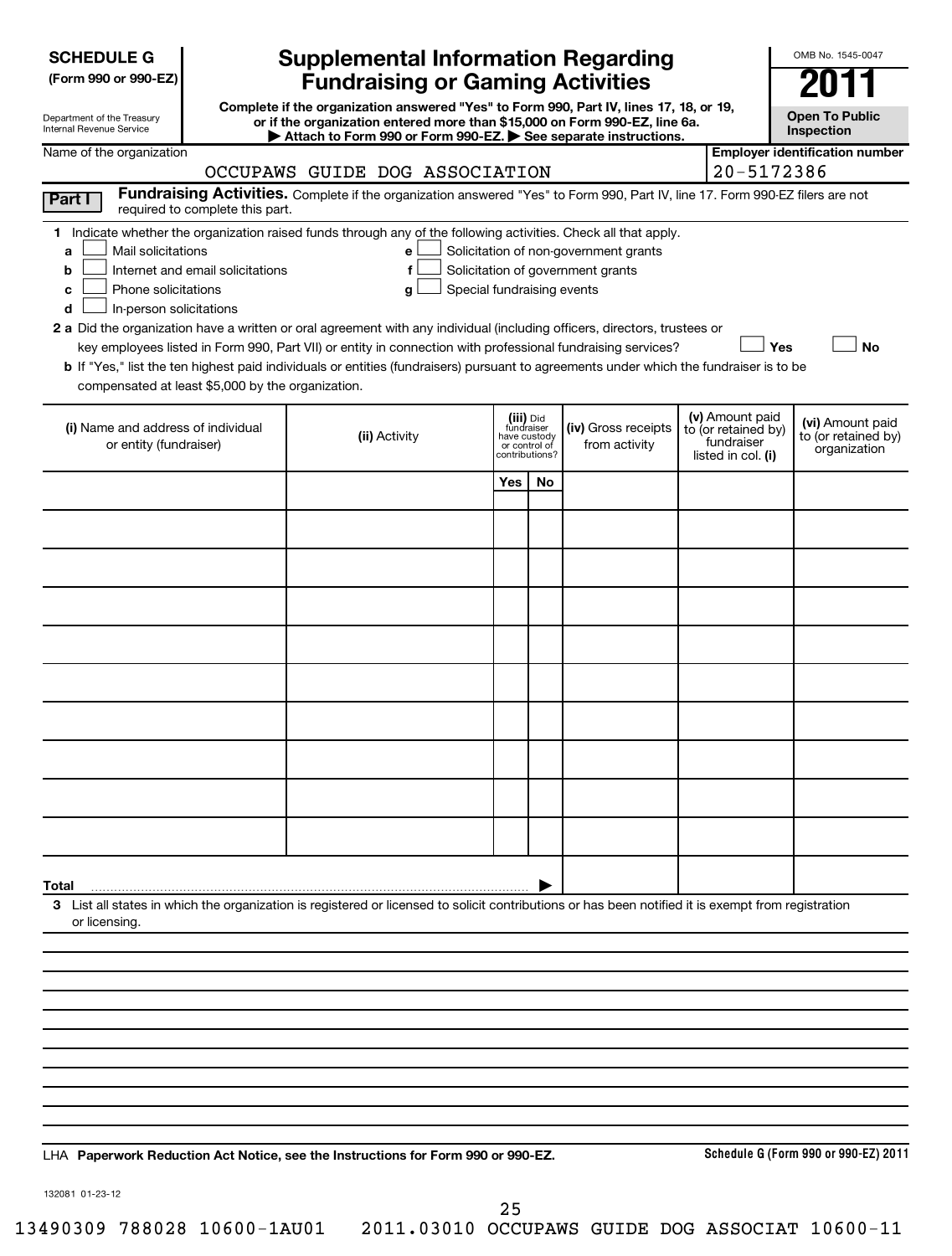**SCHEDULE G**
**(Form 990 or 990-EZ)**

Department of the Treasury
Internal Revenue Service

# Supplemental Information Regarding Fundraising or Gaming Activities

**Complete if the organization answered "Yes" to Form 990, Part IV, lines 17, 18, or 19, or if the organization entered more than $15,000 on Form 990-EZ, line 6a.**
**▶ Attach to Form 990 or Form 990-EZ. ▶ See separate instructions.**

OMB No. 1545-0047

**2011**

**Open To Public Inspection**

Name of the organization: OCCUPAWS GUIDE DOG ASSOCIATION

**Employer identification number:** 20-5172386

**Part I** **Fundraising Activities.** Complete if the organization answered "Yes" to Form 990, Part IV, line 17. Form 990-EZ filers are not required to complete this part.

**1** Indicate whether the organization raised funds through any of the following activities. Check all that apply.

- **a** ☐ Mail solicitations
- **b** ☐ Internet and email solicitations
- **c** ☐ Phone solicitations
- **d** ☐ In-person solicitations
- **e** ☐ Solicitation of non-government grants
- **f** ☐ Solicitation of government grants
- **g** ☐ Special fundraising events

**2 a** Did the organization have a written or oral agreement with any individual (including officers, directors, trustees or key employees listed in Form 990, Part VII) or entity in connection with professional fundraising services? ☐ **Yes** ☐ **No**

**b** If "Yes," list the ten highest paid individuals or entities (fundraisers) pursuant to agreements under which the fundraiser is to be compensated at least $5,000 by the organization.

| (i) Name and address of individual or entity (fundraiser) | (ii) Activity | (iii) Did fundraiser have custody or control of contributions? | | (iv) Gross receipts from activity | (v) Amount paid to (or retained by) fundraiser listed in col. (i) | (vi) Amount paid to (or retained by) organization |
|---|---|---|---|---|---|---|
| | | Yes | No | | | |
| | | | | | | |
| | | | | | | |
| | | | | | | |
| | | | | | | |
| | | | | | | |
| | | | | | | |
| | | | | | | |
| | | | | | | |
| | | | | | | |
| | | | | | | |
| **Total** ▶ | | | | | | |

**3** List all states in which the organization is registered or licensed to solicit contributions or has been notified it is exempt from registration or licensing.

LHA **Paperwork Reduction Act Notice, see the Instructions for Form 990 or 990-EZ.** **Schedule G (Form 990 or 990-EZ) 2011**

132081 01-23-12

13490309 788028 10600-1AU01 2011.03010 OCCUPAWS GUIDE DOG ASSOCIAT 10600-11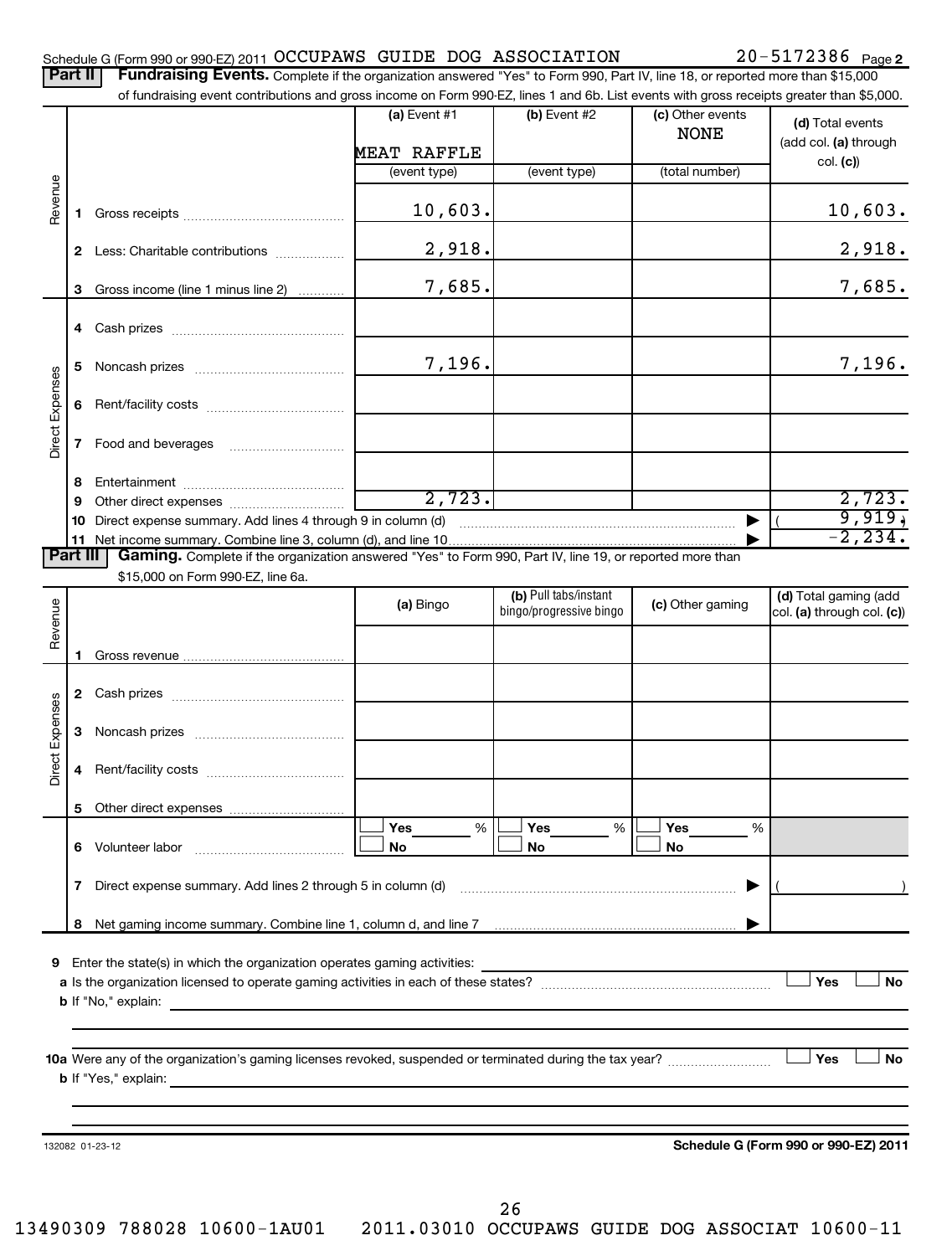Schedule G (Form 990 or 990-EZ) 2011 OCCUPAWS GUIDE DOG ASSOCIATION 20-5172386 Page 2

**Part II** **Fundraising Events.** Complete if the organization answered "Yes" to Form 990, Part IV, line 18, or reported more than $15,000 of fundraising event contributions and gross income on Form 990-EZ, lines 1 and 6b. List events with gross receipts greater than $5,000.

| | | (a) Event #1 | (b) Event #2 | (c) Other events | (d) Total events (add col. (a) through col. (c)) |
|---|---|---|---|---|---|
| | | MEAT RAFFLE | | NONE | |
| | | (event type) | (event type) | (total number) | |
| Revenue | 1 Gross receipts | 10,603. | | | 10,603. |
| | 2 Less: Charitable contributions | 2,918. | | | 2,918. |
| | 3 Gross income (line 1 minus line 2) | 7,685. | | | 7,685. |
| Direct Expenses | 4 Cash prizes | | | | |
| | 5 Noncash prizes | 7,196. | | | 7,196. |
| | 6 Rent/facility costs | | | | |
| | 7 Food and beverages | | | | |
| | 8 Entertainment | | | | |
| | 9 Other direct expenses | 2,723. | | | 2,723. |
| | 10 Direct expense summary. Add lines 4 through 9 in column (d) | | | ▶ | ( 9,919.) |
| | 11 Net income summary. Combine line 3, column (d), and line 10 | | | ▶ | -2,234. |

**Part III** **Gaming.** Complete if the organization answered "Yes" to Form 990, Part IV, line 19, or reported more than $15,000 on Form 990-EZ, line 6a.

| | | (a) Bingo | (b) Pull tabs/instant bingo/progressive bingo | (c) Other gaming | (d) Total gaming (add col. (a) through col. (c)) |
|---|---|---|---|---|---|
| Revenue | 1 Gross revenue | | | | |
| Direct Expenses | 2 Cash prizes | | | | |
| | 3 Noncash prizes | | | | |
| | 4 Rent/facility costs | | | | |
| | 5 Other direct expenses | | | | |
| | 6 Volunteer labor | ☐ Yes ___ % ☐ No | ☐ Yes ___ % ☐ No | ☐ Yes ___ % ☐ No | |
| | 7 Direct expense summary. Add lines 2 through 5 in column (d) | | | ▶ | ( ) |
| | 8 Net gaming income summary. Combine line 1, column d, and line 7 | | | ▶ | |

9 Enter the state(s) in which the organization operates gaming activities:

a Is the organization licensed to operate gaming activities in each of these states? ☐ Yes ☐ No

b If "No," explain:

10a Were any of the organization's gaming licenses revoked, suspended or terminated during the tax year? ☐ Yes ☐ No

b If "Yes," explain:

132082 01-23-12 **Schedule G (Form 990 or 990-EZ) 2011**

13490309 788028 10600-1AU01 2011.03010 OCCUPAWS GUIDE DOG ASSOCIAT 10600-11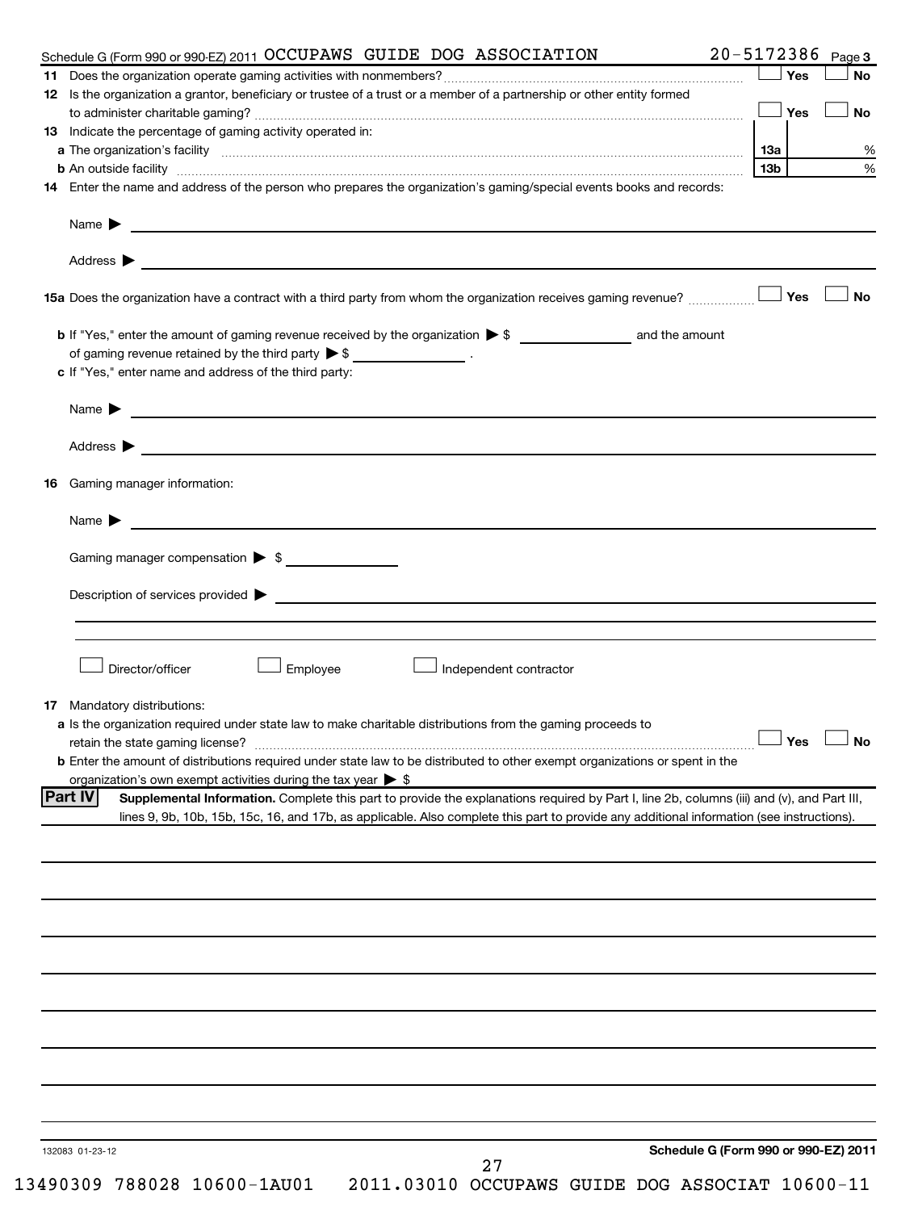Schedule G (Form 990 or 990-EZ) 2011 OCCUPAWS GUIDE DOG ASSOCIATION 20-5172386 Page 3

**11** Does the organization operate gaming activities with nonmembers? ☐ Yes ☐ No

**12** Is the organization a grantor, beneficiary or trustee of a trust or a member of a partnership or other entity formed to administer charitable gaming? ☐ Yes ☐ No

**13** Indicate the percentage of gaming activity operated in:

**a** The organization's facility **13a** %

**b** An outside facility **13b** %

**14** Enter the name and address of the person who prepares the organization's gaming/special events books and records:

Name ▶

Address ▶

**15a** Does the organization have a contract with a third party from whom the organization receives gaming revenue? ☐ Yes ☐ No

**b** If "Yes," enter the amount of gaming revenue received by the organization ▶ $ ______ and the amount of gaming revenue retained by the third party ▶ $ ______ .

**c** If "Yes," enter name and address of the third party:

Name ▶

Address ▶

**16** Gaming manager information:

Name ▶

Gaming manager compensation ▶ $

Description of services provided ▶

☐ Director/officer ☐ Employee ☐ Independent contractor

**17** Mandatory distributions:

**a** Is the organization required under state law to make charitable distributions from the gaming proceeds to retain the state gaming license? ☐ Yes ☐ No

**b** Enter the amount of distributions required under state law to be distributed to other exempt organizations or spent in the organization's own exempt activities during the tax year ▶ $

**Part IV** **Supplemental Information.** Complete this part to provide the explanations required by Part I, line 2b, columns (iii) and (v), and Part III, lines 9, 9b, 10b, 15b, 15c, 16, and 17b, as applicable. Also complete this part to provide any additional information (see instructions).

132083 01-23-12

**Schedule G (Form 990 or 990-EZ) 2011**

13490309 788028 10600-1AU01 2011.03010 OCCUPAWS GUIDE DOG ASSOCIAT 10600-11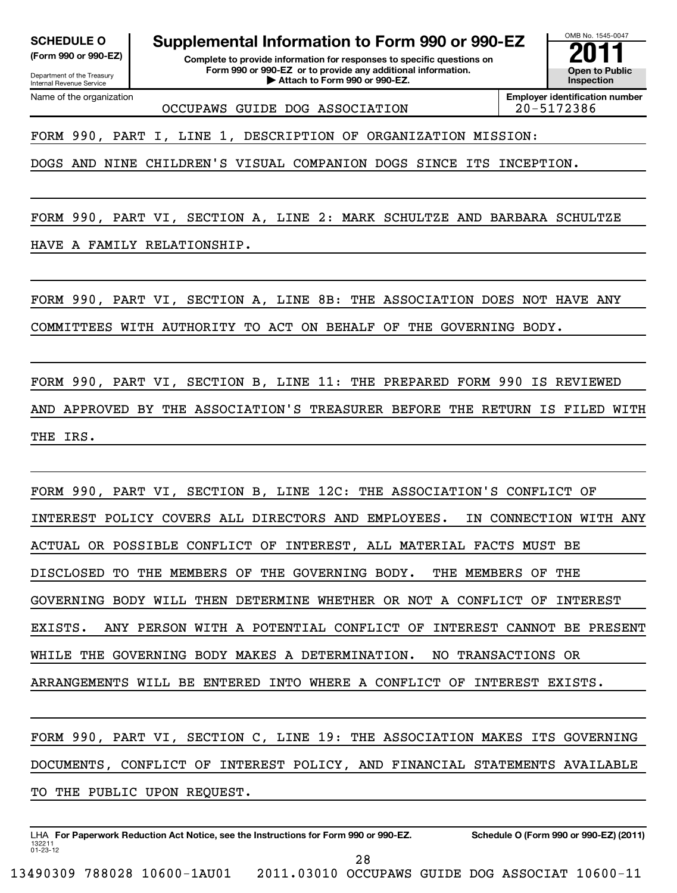**SCHEDULE O**
**(Form 990 or 990-EZ)**

Department of the Treasury
Internal Revenue Service

# Supplemental Information to Form 990 or 990-EZ

**Complete to provide information for responses to specific questions on Form 990 or 990-EZ or to provide any additional information.**
**▶ Attach to Form 990 or 990-EZ.**

OMB No. 1545-0047
**2011**
**Open to Public Inspection**

Name of the organization: OCCUPAWS GUIDE DOG ASSOCIATION
**Employer identification number**: 20-5172386

FORM 990, PART I, LINE 1, DESCRIPTION OF ORGANIZATION MISSION:

DOGS AND NINE CHILDREN'S VISUAL COMPANION DOGS SINCE ITS INCEPTION.

FORM 990, PART VI, SECTION A, LINE 2: MARK SCHULTZE AND BARBARA SCHULTZE HAVE A FAMILY RELATIONSHIP.

FORM 990, PART VI, SECTION A, LINE 8B: THE ASSOCIATION DOES NOT HAVE ANY COMMITTEES WITH AUTHORITY TO ACT ON BEHALF OF THE GOVERNING BODY.

FORM 990, PART VI, SECTION B, LINE 11: THE PREPARED FORM 990 IS REVIEWED AND APPROVED BY THE ASSOCIATION'S TREASURER BEFORE THE RETURN IS FILED WITH THE IRS.

FORM 990, PART VI, SECTION B, LINE 12C: THE ASSOCIATION'S CONFLICT OF INTEREST POLICY COVERS ALL DIRECTORS AND EMPLOYEES. IN CONNECTION WITH ANY ACTUAL OR POSSIBLE CONFLICT OF INTEREST, ALL MATERIAL FACTS MUST BE DISCLOSED TO THE MEMBERS OF THE GOVERNING BODY. THE MEMBERS OF THE GOVERNING BODY WILL THEN DETERMINE WHETHER OR NOT A CONFLICT OF INTEREST EXISTS. ANY PERSON WITH A POTENTIAL CONFLICT OF INTEREST CANNOT BE PRESENT WHILE THE GOVERNING BODY MAKES A DETERMINATION. NO TRANSACTIONS OR ARRANGEMENTS WILL BE ENTERED INTO WHERE A CONFLICT OF INTEREST EXISTS.

FORM 990, PART VI, SECTION C, LINE 19: THE ASSOCIATION MAKES ITS GOVERNING DOCUMENTS, CONFLICT OF INTEREST POLICY, AND FINANCIAL STATEMENTS AVAILABLE TO THE PUBLIC UPON REQUEST.

LHA **For Paperwork Reduction Act Notice, see the Instructions for Form 990 or 990-EZ.** **Schedule O (Form 990 or 990-EZ) (2011)**
132211
01-23-12

13490309 788028 10600-1AU01 2011.03010 OCCUPAWS GUIDE DOG ASSOCIAT 10600-11